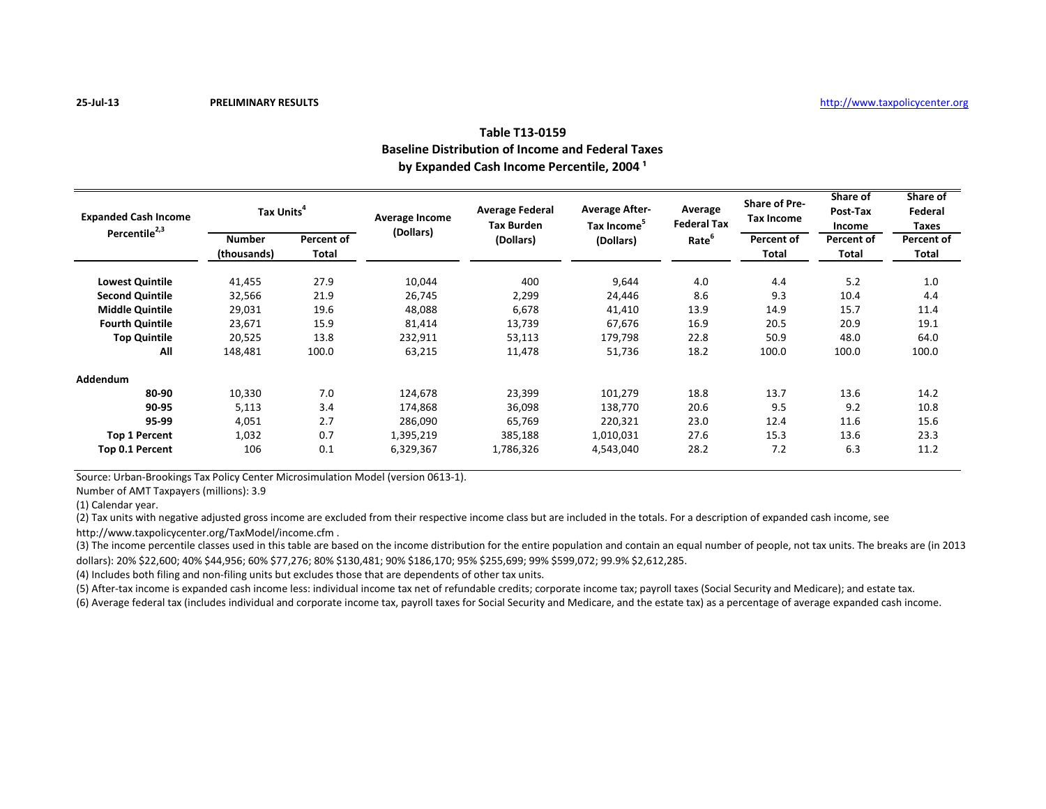25-Jul-13 **PRELIMINARY RESULTS** http://www.taxpolicycenter.org

## Table T13-0159
## Baseline Distribution of Income and Federal Taxes
## by Expanded Cash Income Percentile, 2004 [1]

| Expanded Cash Income Percentile[2,3] | Tax Units[4] | | Average Income (Dollars) | Average Federal Tax Burden (Dollars) | Average After-Tax Income[5] (Dollars) | Average Federal Tax Rate[6] | Share of Pre-Tax Income | Share of Post-Tax Income | Share of Federal Taxes |
|---|---|---|---|---|---|---|---|---|---|
| | Number (thousands) | Percent of Total | | | | | Percent of Total | Percent of Total | Percent of Total |
| **Lowest Quintile** | 41,455 | 27.9 | 10,044 | 400 | 9,644 | 4.0 | 4.4 | 5.2 | 1.0 |
| **Second Quintile** | 32,566 | 21.9 | 26,745 | 2,299 | 24,446 | 8.6 | 9.3 | 10.4 | 4.4 |
| **Middle Quintile** | 29,031 | 19.6 | 48,088 | 6,678 | 41,410 | 13.9 | 14.9 | 15.7 | 11.4 |
| **Fourth Quintile** | 23,671 | 15.9 | 81,414 | 13,739 | 67,676 | 16.9 | 20.5 | 20.9 | 19.1 |
| **Top Quintile** | 20,525 | 13.8 | 232,911 | 53,113 | 179,798 | 22.8 | 50.9 | 48.0 | 64.0 |
| **All** | 148,481 | 100.0 | 63,215 | 11,478 | 51,736 | 18.2 | 100.0 | 100.0 | 100.0 |
| **Addendum** | | | | | | | | | |
| **80-90** | 10,330 | 7.0 | 124,678 | 23,399 | 101,279 | 18.8 | 13.7 | 13.6 | 14.2 |
| **90-95** | 5,113 | 3.4 | 174,868 | 36,098 | 138,770 | 20.6 | 9.5 | 9.2 | 10.8 |
| **95-99** | 4,051 | 2.7 | 286,090 | 65,769 | 220,321 | 23.0 | 12.4 | 11.6 | 15.6 |
| **Top 1 Percent** | 1,032 | 0.7 | 1,395,219 | 385,188 | 1,010,031 | 27.6 | 15.3 | 13.6 | 23.3 |
| **Top 0.1 Percent** | 106 | 0.1 | 6,329,367 | 1,786,326 | 4,543,040 | 28.2 | 7.2 | 6.3 | 11.2 |

Source: Urban-Brookings Tax Policy Center Microsimulation Model (version 0613-1).

Number of AMT Taxpayers (millions): 3.9

(1) Calendar year.

(2) Tax units with negative adjusted gross income are excluded from their respective income class but are included in the totals. For a description of expanded cash income, see http://www.taxpolicycenter.org/TaxModel/income.cfm .

(3) The income percentile classes used in this table are based on the income distribution for the entire population and contain an equal number of people, not tax units. The breaks are (in 2013 dollars): 20% $22,600; 40% $44,956; 60% $77,276; 80% $130,481; 90% $186,170; 95% $255,699; 99% $599,072; 99.9% $2,612,285.

(4) Includes both filing and non-filing units but excludes those that are dependents of other tax units.

(5) After-tax income is expanded cash income less: individual income tax net of refundable credits; corporate income tax; payroll taxes (Social Security and Medicare); and estate tax.

(6) Average federal tax (includes individual and corporate income tax, payroll taxes for Social Security and Medicare, and the estate tax) as a percentage of average expanded cash income.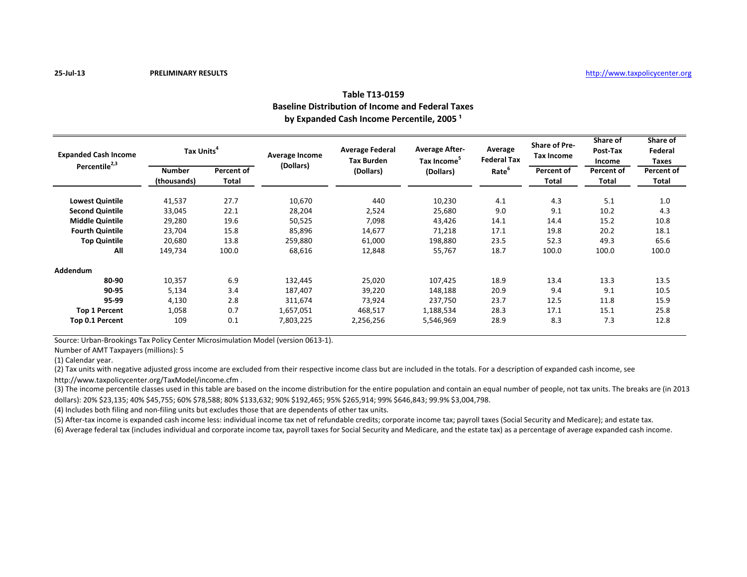25-Jul-13 **PRELIMINARY RESULTS** http://www.taxpolicycenter.org

## Table T13-0159
## Baseline Distribution of Income and Federal Taxes
## by Expanded Cash Income Percentile, 2005 [1]

| Expanded Cash Income Percentile[2,3] | Tax Units[4] | | Average Income (Dollars) | Average Federal Tax Burden (Dollars) | Average After-Tax Income[5] (Dollars) | Average Federal Tax Rate[6] | Share of Pre-Tax Income | Share of Post-Tax Income | Share of Federal Taxes |
|---|---|---|---|---|---|---|---|---|---|
| | Number (thousands) | Percent of Total | | | | | Percent of Total | Percent of Total | Percent of Total |
| Lowest Quintile | 41,537 | 27.7 | 10,670 | 440 | 10,230 | 4.1 | 4.3 | 5.1 | 1.0 |
| Second Quintile | 33,045 | 22.1 | 28,204 | 2,524 | 25,680 | 9.0 | 9.1 | 10.2 | 4.3 |
| Middle Quintile | 29,280 | 19.6 | 50,525 | 7,098 | 43,426 | 14.1 | 14.4 | 15.2 | 10.8 |
| Fourth Quintile | 23,704 | 15.8 | 85,896 | 14,677 | 71,218 | 17.1 | 19.8 | 20.2 | 18.1 |
| Top Quintile | 20,680 | 13.8 | 259,880 | 61,000 | 198,880 | 23.5 | 52.3 | 49.3 | 65.6 |
| All | 149,734 | 100.0 | 68,616 | 12,848 | 55,767 | 18.7 | 100.0 | 100.0 | 100.0 |
| **Addendum** | | | | | | | | | |
| 80-90 | 10,357 | 6.9 | 132,445 | 25,020 | 107,425 | 18.9 | 13.4 | 13.3 | 13.5 |
| 90-95 | 5,134 | 3.4 | 187,407 | 39,220 | 148,188 | 20.9 | 9.4 | 9.1 | 10.5 |
| 95-99 | 4,130 | 2.8 | 311,674 | 73,924 | 237,750 | 23.7 | 12.5 | 11.8 | 15.9 |
| Top 1 Percent | 1,058 | 0.7 | 1,657,051 | 468,517 | 1,188,534 | 28.3 | 17.1 | 15.1 | 25.8 |
| Top 0.1 Percent | 109 | 0.1 | 7,803,225 | 2,256,256 | 5,546,969 | 28.9 | 8.3 | 7.3 | 12.8 |

Source: Urban-Brookings Tax Policy Center Microsimulation Model (version 0613-1).

Number of AMT Taxpayers (millions): 5

(1) Calendar year.

(2) Tax units with negative adjusted gross income are excluded from their respective income class but are included in the totals. For a description of expanded cash income, see http://www.taxpolicycenter.org/TaxModel/income.cfm .

(3) The income percentile classes used in this table are based on the income distribution for the entire population and contain an equal number of people, not tax units. The breaks are (in 2013 dollars): 20% $23,135; 40% $45,755; 60% $78,588; 80% $133,632; 90% $192,465; 95% $265,914; 99% $646,843; 99.9% $3,004,798.

(4) Includes both filing and non-filing units but excludes those that are dependents of other tax units.

(5) After-tax income is expanded cash income less: individual income tax net of refundable credits; corporate income tax; payroll taxes (Social Security and Medicare); and estate tax.

(6) Average federal tax (includes individual and corporate income tax, payroll taxes for Social Security and Medicare, and the estate tax) as a percentage of average expanded cash income.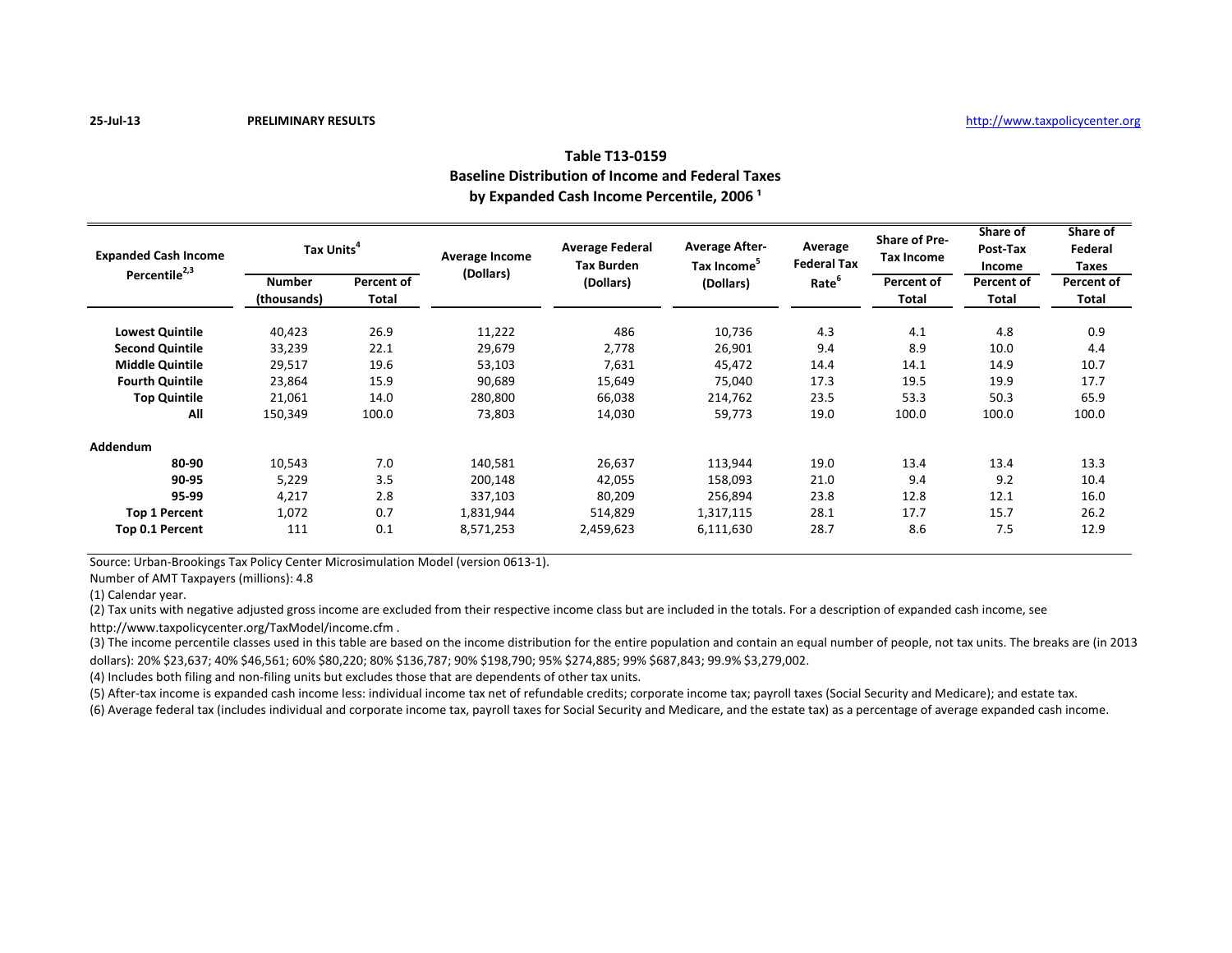25-Jul-13 **PRELIMINARY RESULTS** http://www.taxpolicycenter.org

## Table T13-0159
## Baseline Distribution of Income and Federal Taxes
## by Expanded Cash Income Percentile, 2006 [1]

| Expanded Cash Income Percentile[2,3] | Tax Units[4] | | Average Income (Dollars) | Average Federal Tax Burden (Dollars) | Average After-Tax Income[5] (Dollars) | Average Federal Tax Rate[6] | Share of Pre-Tax Income | Share of Post-Tax Income | Share of Federal Taxes |
|---|---|---|---|---|---|---|---|---|---|
| | Number (thousands) | Percent of Total | | | | | Percent of Total | Percent of Total | Percent of Total |
| **Lowest Quintile** | 40,423 | 26.9 | 11,222 | 486 | 10,736 | 4.3 | 4.1 | 4.8 | 0.9 |
| **Second Quintile** | 33,239 | 22.1 | 29,679 | 2,778 | 26,901 | 9.4 | 8.9 | 10.0 | 4.4 |
| **Middle Quintile** | 29,517 | 19.6 | 53,103 | 7,631 | 45,472 | 14.4 | 14.1 | 14.9 | 10.7 |
| **Fourth Quintile** | 23,864 | 15.9 | 90,689 | 15,649 | 75,040 | 17.3 | 19.5 | 19.9 | 17.7 |
| **Top Quintile** | 21,061 | 14.0 | 280,800 | 66,038 | 214,762 | 23.5 | 53.3 | 50.3 | 65.9 |
| **All** | 150,349 | 100.0 | 73,803 | 14,030 | 59,773 | 19.0 | 100.0 | 100.0 | 100.0 |
| **Addendum** | | | | | | | | | |
| **80-90** | 10,543 | 7.0 | 140,581 | 26,637 | 113,944 | 19.0 | 13.4 | 13.4 | 13.3 |
| **90-95** | 5,229 | 3.5 | 200,148 | 42,055 | 158,093 | 21.0 | 9.4 | 9.2 | 10.4 |
| **95-99** | 4,217 | 2.8 | 337,103 | 80,209 | 256,894 | 23.8 | 12.8 | 12.1 | 16.0 |
| **Top 1 Percent** | 1,072 | 0.7 | 1,831,944 | 514,829 | 1,317,115 | 28.1 | 17.7 | 15.7 | 26.2 |
| **Top 0.1 Percent** | 111 | 0.1 | 8,571,253 | 2,459,623 | 6,111,630 | 28.7 | 8.6 | 7.5 | 12.9 |

Source: Urban-Brookings Tax Policy Center Microsimulation Model (version 0613-1).

Number of AMT Taxpayers (millions): 4.8

(1) Calendar year.

(2) Tax units with negative adjusted gross income are excluded from their respective income class but are included in the totals. For a description of expanded cash income, see http://www.taxpolicycenter.org/TaxModel/income.cfm .

(3) The income percentile classes used in this table are based on the income distribution for the entire population and contain an equal number of people, not tax units. The breaks are (in 2013 dollars): 20% $23,637; 40% $46,561; 60% $80,220; 80% $136,787; 90% $198,790; 95% $274,885; 99% $687,843; 99.9% $3,279,002.

(4) Includes both filing and non-filing units but excludes those that are dependents of other tax units.

(5) After-tax income is expanded cash income less: individual income tax net of refundable credits; corporate income tax; payroll taxes (Social Security and Medicare); and estate tax.

(6) Average federal tax (includes individual and corporate income tax, payroll taxes for Social Security and Medicare, and the estate tax) as a percentage of average expanded cash income.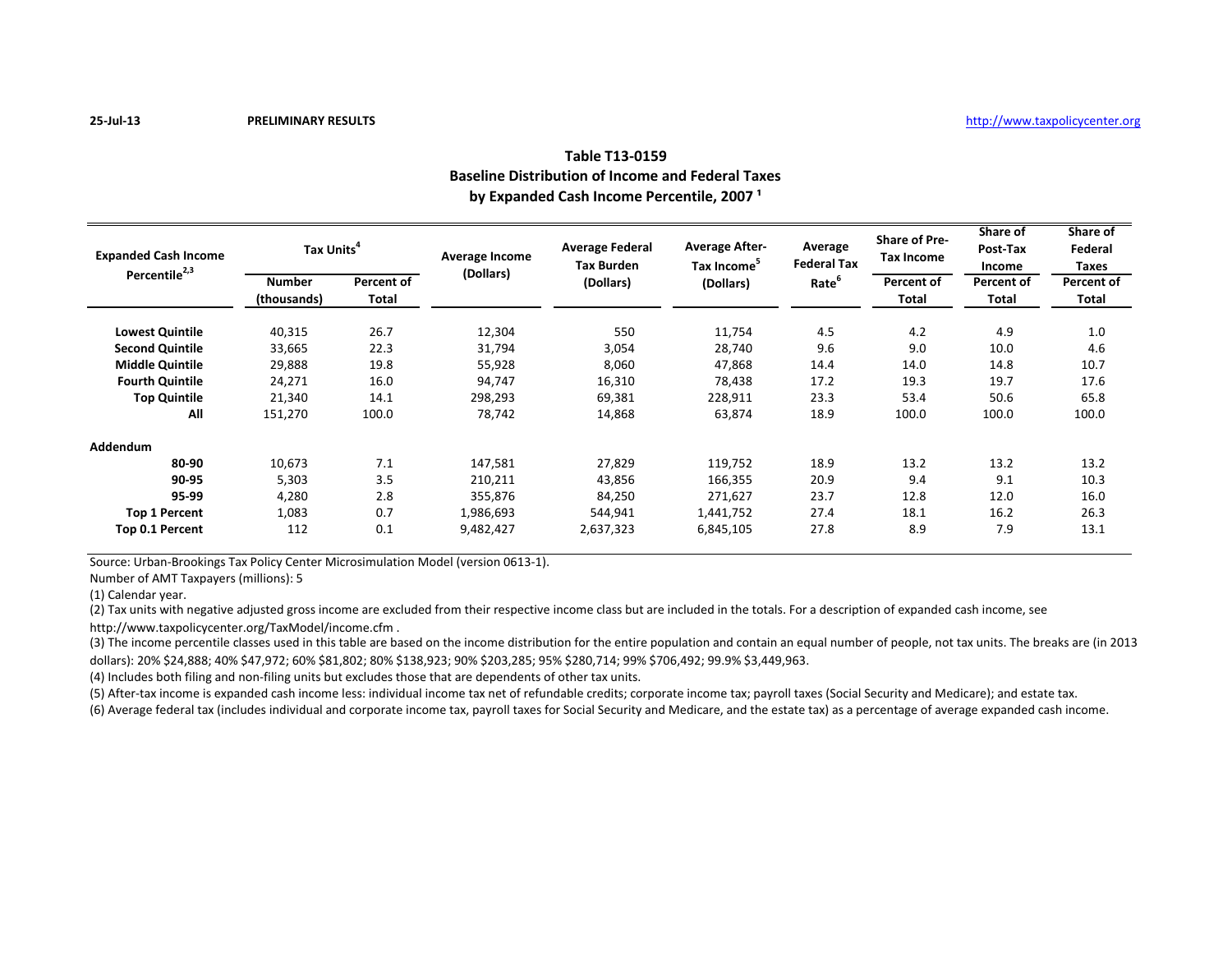25-Jul-13 **PRELIMINARY RESULTS** http://www.taxpolicycenter.org

## Table T13-0159
## Baseline Distribution of Income and Federal Taxes
## by Expanded Cash Income Percentile, 2007 [1]

| Expanded Cash Income Percentile[2,3] | Tax Units[4] | | Average Income (Dollars) | Average Federal Tax Burden (Dollars) | Average After-Tax Income[5] (Dollars) | Average Federal Tax Rate[6] | Share of Pre-Tax Income | Share of Post-Tax Income | Share of Federal Taxes |
|---|---|---|---|---|---|---|---|---|---|
| | Number (thousands) | Percent of Total | | | | | Percent of Total | Percent of Total | Percent of Total |
| **Lowest Quintile** | 40,315 | 26.7 | 12,304 | 550 | 11,754 | 4.5 | 4.2 | 4.9 | 1.0 |
| **Second Quintile** | 33,665 | 22.3 | 31,794 | 3,054 | 28,740 | 9.6 | 9.0 | 10.0 | 4.6 |
| **Middle Quintile** | 29,888 | 19.8 | 55,928 | 8,060 | 47,868 | 14.4 | 14.0 | 14.8 | 10.7 |
| **Fourth Quintile** | 24,271 | 16.0 | 94,747 | 16,310 | 78,438 | 17.2 | 19.3 | 19.7 | 17.6 |
| **Top Quintile** | 21,340 | 14.1 | 298,293 | 69,381 | 228,911 | 23.3 | 53.4 | 50.6 | 65.8 |
| **All** | 151,270 | 100.0 | 78,742 | 14,868 | 63,874 | 18.9 | 100.0 | 100.0 | 100.0 |
| **Addendum** | | | | | | | | | |
| **80-90** | 10,673 | 7.1 | 147,581 | 27,829 | 119,752 | 18.9 | 13.2 | 13.2 | 13.2 |
| **90-95** | 5,303 | 3.5 | 210,211 | 43,856 | 166,355 | 20.9 | 9.4 | 9.1 | 10.3 |
| **95-99** | 4,280 | 2.8 | 355,876 | 84,250 | 271,627 | 23.7 | 12.8 | 12.0 | 16.0 |
| **Top 1 Percent** | 1,083 | 0.7 | 1,986,693 | 544,941 | 1,441,752 | 27.4 | 18.1 | 16.2 | 26.3 |
| **Top 0.1 Percent** | 112 | 0.1 | 9,482,427 | 2,637,323 | 6,845,105 | 27.8 | 8.9 | 7.9 | 13.1 |

Source: Urban-Brookings Tax Policy Center Microsimulation Model (version 0613-1).

Number of AMT Taxpayers (millions): 5

(1) Calendar year.

(2) Tax units with negative adjusted gross income are excluded from their respective income class but are included in the totals. For a description of expanded cash income, see http://www.taxpolicycenter.org/TaxModel/income.cfm .

(3) The income percentile classes used in this table are based on the income distribution for the entire population and contain an equal number of people, not tax units. The breaks are (in 2013 dollars): 20% $24,888; 40% $47,972; 60% $81,802; 80% $138,923; 90% $203,285; 95% $280,714; 99% $706,492; 99.9% $3,449,963.

(4) Includes both filing and non-filing units but excludes those that are dependents of other tax units.

(5) After-tax income is expanded cash income less: individual income tax net of refundable credits; corporate income tax; payroll taxes (Social Security and Medicare); and estate tax.

(6) Average federal tax (includes individual and corporate income tax, payroll taxes for Social Security and Medicare, and the estate tax) as a percentage of average expanded cash income.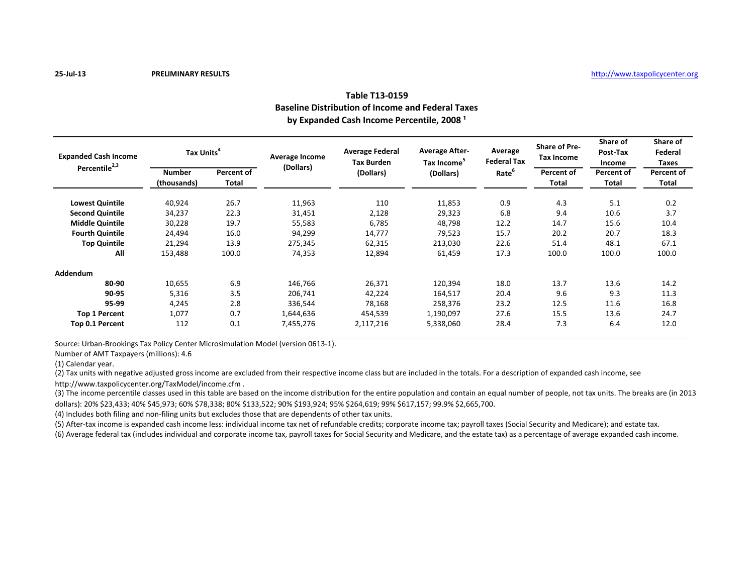25-Jul-13 **PRELIMINARY RESULTS** http://www.taxpolicycenter.org

## Table T13-0159
## Baseline Distribution of Income and Federal Taxes
## by Expanded Cash Income Percentile, 2008 [1]

| Expanded Cash Income Percentile[2,3] | Tax Units[4] | | Average Income (Dollars) | Average Federal Tax Burden (Dollars) | Average After-Tax Income[5] (Dollars) | Average Federal Tax Rate[6] | Share of Pre-Tax Income | Share of Post-Tax Income | Share of Federal Taxes |
|---|---|---|---|---|---|---|---|---|---|
| | Number (thousands) | Percent of Total | | | | | Percent of Total | Percent of Total | Percent of Total |
| **Lowest Quintile** | 40,924 | 26.7 | 11,963 | 110 | 11,853 | 0.9 | 4.3 | 5.1 | 0.2 |
| **Second Quintile** | 34,237 | 22.3 | 31,451 | 2,128 | 29,323 | 6.8 | 9.4 | 10.6 | 3.7 |
| **Middle Quintile** | 30,228 | 19.7 | 55,583 | 6,785 | 48,798 | 12.2 | 14.7 | 15.6 | 10.4 |
| **Fourth Quintile** | 24,494 | 16.0 | 94,299 | 14,777 | 79,523 | 15.7 | 20.2 | 20.7 | 18.3 |
| **Top Quintile** | 21,294 | 13.9 | 275,345 | 62,315 | 213,030 | 22.6 | 51.4 | 48.1 | 67.1 |
| **All** | 153,488 | 100.0 | 74,353 | 12,894 | 61,459 | 17.3 | 100.0 | 100.0 | 100.0 |
| **Addendum** | | | | | | | | | |
| **80-90** | 10,655 | 6.9 | 146,766 | 26,371 | 120,394 | 18.0 | 13.7 | 13.6 | 14.2 |
| **90-95** | 5,316 | 3.5 | 206,741 | 42,224 | 164,517 | 20.4 | 9.6 | 9.3 | 11.3 |
| **95-99** | 4,245 | 2.8 | 336,544 | 78,168 | 258,376 | 23.2 | 12.5 | 11.6 | 16.8 |
| **Top 1 Percent** | 1,077 | 0.7 | 1,644,636 | 454,539 | 1,190,097 | 27.6 | 15.5 | 13.6 | 24.7 |
| **Top 0.1 Percent** | 112 | 0.1 | 7,455,276 | 2,117,216 | 5,338,060 | 28.4 | 7.3 | 6.4 | 12.0 |

Source: Urban-Brookings Tax Policy Center Microsimulation Model (version 0613-1).

Number of AMT Taxpayers (millions): 4.6

(1) Calendar year.

(2) Tax units with negative adjusted gross income are excluded from their respective income class but are included in the totals. For a description of expanded cash income, see http://www.taxpolicycenter.org/TaxModel/income.cfm .

(3) The income percentile classes used in this table are based on the income distribution for the entire population and contain an equal number of people, not tax units. The breaks are (in 2013 dollars): 20% $23,433; 40% $45,973; 60% $78,338; 80% $133,522; 90% $193,924; 95% $264,619; 99% $617,157; 99.9% $2,665,700.

(4) Includes both filing and non-filing units but excludes those that are dependents of other tax units.

(5) After-tax income is expanded cash income less: individual income tax net of refundable credits; corporate income tax; payroll taxes (Social Security and Medicare); and estate tax.

(6) Average federal tax (includes individual and corporate income tax, payroll taxes for Social Security and Medicare, and the estate tax) as a percentage of average expanded cash income.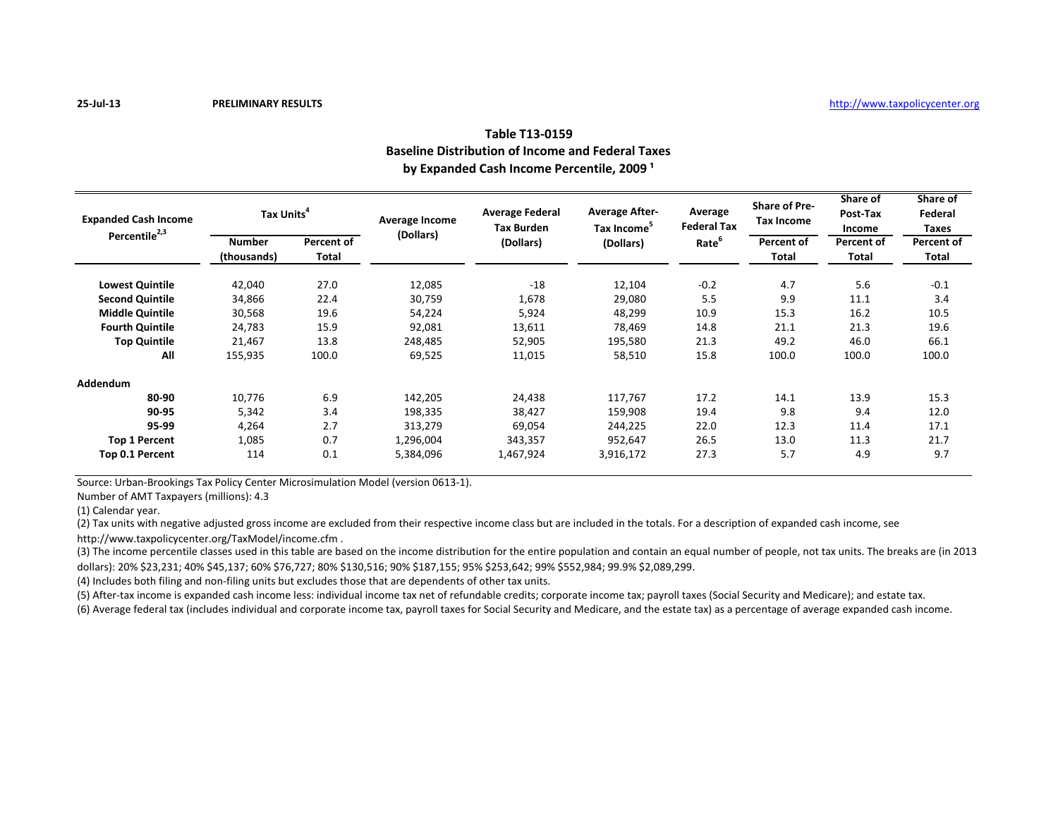25-Jul-13 **PRELIMINARY RESULTS** http://www.taxpolicycenter.org

## Table T13-0159
## Baseline Distribution of Income and Federal Taxes
## by Expanded Cash Income Percentile, 2009 [1]

| Expanded Cash Income Percentile[2,3] | Tax Units[4] | | Average Income (Dollars) | Average Federal Tax Burden (Dollars) | Average After-Tax Income[5] (Dollars) | Average Federal Tax Rate[6] | Share of Pre-Tax Income | Share of Post-Tax Income | Share of Federal Taxes |
|---|---|---|---|---|---|---|---|---|---|
| | Number (thousands) | Percent of Total | | | | | Percent of Total | Percent of Total | Percent of Total |
| Lowest Quintile | 42,040 | 27.0 | 12,085 | -18 | 12,104 | -0.2 | 4.7 | 5.6 | -0.1 |
| Second Quintile | 34,866 | 22.4 | 30,759 | 1,678 | 29,080 | 5.5 | 9.9 | 11.1 | 3.4 |
| Middle Quintile | 30,568 | 19.6 | 54,224 | 5,924 | 48,299 | 10.9 | 15.3 | 16.2 | 10.5 |
| Fourth Quintile | 24,783 | 15.9 | 92,081 | 13,611 | 78,469 | 14.8 | 21.1 | 21.3 | 19.6 |
| Top Quintile | 21,467 | 13.8 | 248,485 | 52,905 | 195,580 | 21.3 | 49.2 | 46.0 | 66.1 |
| All | 155,935 | 100.0 | 69,525 | 11,015 | 58,510 | 15.8 | 100.0 | 100.0 | 100.0 |
| **Addendum** | | | | | | | | | |
| 80-90 | 10,776 | 6.9 | 142,205 | 24,438 | 117,767 | 17.2 | 14.1 | 13.9 | 15.3 |
| 90-95 | 5,342 | 3.4 | 198,335 | 38,427 | 159,908 | 19.4 | 9.8 | 9.4 | 12.0 |
| 95-99 | 4,264 | 2.7 | 313,279 | 69,054 | 244,225 | 22.0 | 12.3 | 11.4 | 17.1 |
| Top 1 Percent | 1,085 | 0.7 | 1,296,004 | 343,357 | 952,647 | 26.5 | 13.0 | 11.3 | 21.7 |
| Top 0.1 Percent | 114 | 0.1 | 5,384,096 | 1,467,924 | 3,916,172 | 27.3 | 5.7 | 4.9 | 9.7 |

Source: Urban-Brookings Tax Policy Center Microsimulation Model (version 0613-1).

Number of AMT Taxpayers (millions): 4.3

(1) Calendar year.

(2) Tax units with negative adjusted gross income are excluded from their respective income class but are included in the totals. For a description of expanded cash income, see http://www.taxpolicycenter.org/TaxModel/income.cfm .

(3) The income percentile classes used in this table are based on the income distribution for the entire population and contain an equal number of people, not tax units. The breaks are (in 2013 dollars): 20% $23,231; 40% $45,137; 60% $76,727; 80% $130,516; 90% $187,155; 95% $253,642; 99% $552,984; 99.9% $2,089,299.

(4) Includes both filing and non-filing units but excludes those that are dependents of other tax units.

(5) After-tax income is expanded cash income less: individual income tax net of refundable credits; corporate income tax; payroll taxes (Social Security and Medicare); and estate tax.

(6) Average federal tax (includes individual and corporate income tax, payroll taxes for Social Security and Medicare, and the estate tax) as a percentage of average expanded cash income.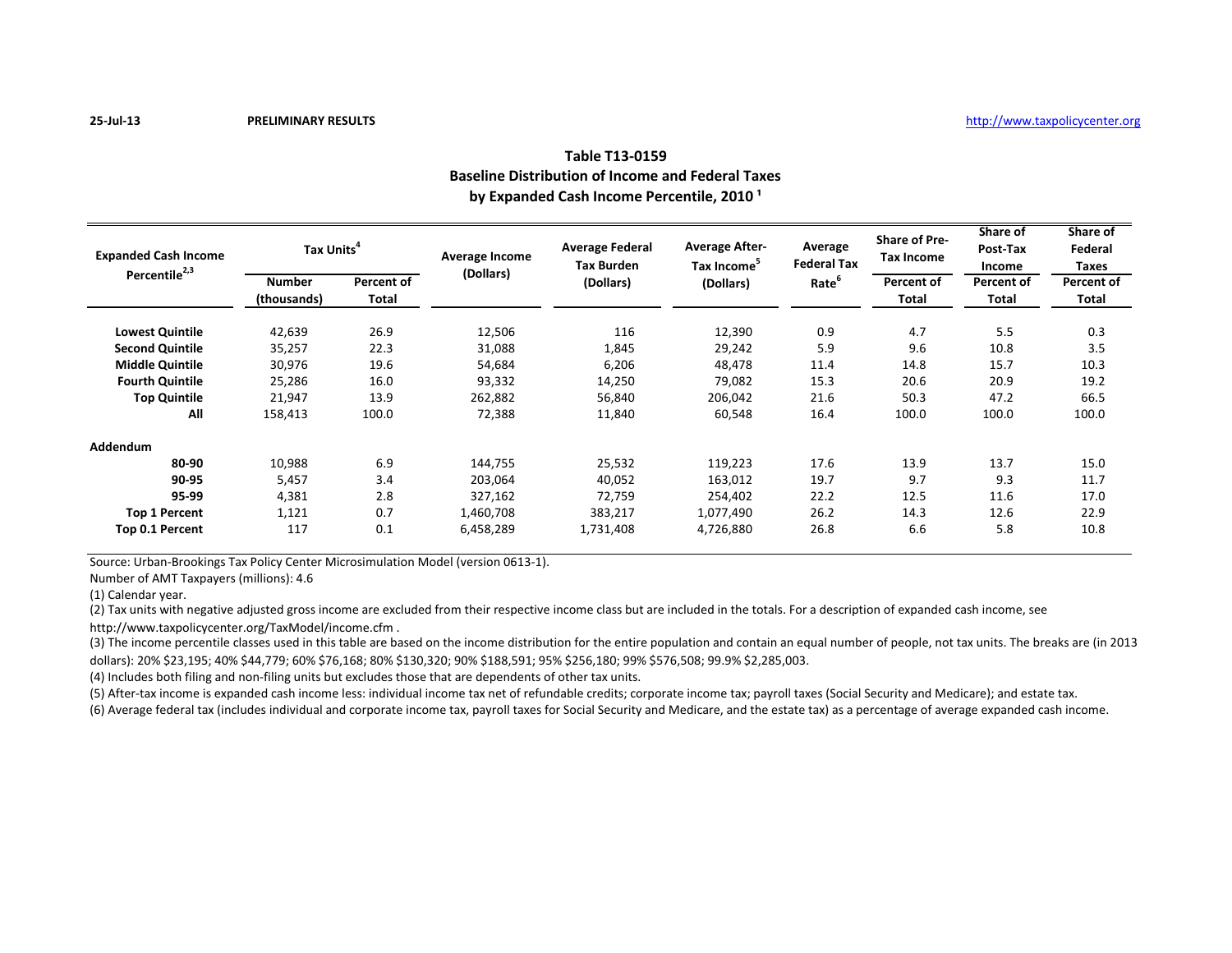25-Jul-13 **PRELIMINARY RESULTS** http://www.taxpolicycenter.org

## Table T13-0159
## Baseline Distribution of Income and Federal Taxes
## by Expanded Cash Income Percentile, 2010 [1]

| Expanded Cash Income Percentile[2,3] | Tax Units[4] | | Average Income (Dollars) | Average Federal Tax Burden (Dollars) | Average After-Tax Income[5] (Dollars) | Average Federal Tax Rate[6] | Share of Pre-Tax Income | Share of Post-Tax Income | Share of Federal Taxes |
|---|---|---|---|---|---|---|---|---|---|
| | Number (thousands) | Percent of Total | | | | | Percent of Total | Percent of Total | Percent of Total |
| **Lowest Quintile** | 42,639 | 26.9 | 12,506 | 116 | 12,390 | 0.9 | 4.7 | 5.5 | 0.3 |
| **Second Quintile** | 35,257 | 22.3 | 31,088 | 1,845 | 29,242 | 5.9 | 9.6 | 10.8 | 3.5 |
| **Middle Quintile** | 30,976 | 19.6 | 54,684 | 6,206 | 48,478 | 11.4 | 14.8 | 15.7 | 10.3 |
| **Fourth Quintile** | 25,286 | 16.0 | 93,332 | 14,250 | 79,082 | 15.3 | 20.6 | 20.9 | 19.2 |
| **Top Quintile** | 21,947 | 13.9 | 262,882 | 56,840 | 206,042 | 21.6 | 50.3 | 47.2 | 66.5 |
| **All** | 158,413 | 100.0 | 72,388 | 11,840 | 60,548 | 16.4 | 100.0 | 100.0 | 100.0 |
| **Addendum** | | | | | | | | | |
| **80-90** | 10,988 | 6.9 | 144,755 | 25,532 | 119,223 | 17.6 | 13.9 | 13.7 | 15.0 |
| **90-95** | 5,457 | 3.4 | 203,064 | 40,052 | 163,012 | 19.7 | 9.7 | 9.3 | 11.7 |
| **95-99** | 4,381 | 2.8 | 327,162 | 72,759 | 254,402 | 22.2 | 12.5 | 11.6 | 17.0 |
| **Top 1 Percent** | 1,121 | 0.7 | 1,460,708 | 383,217 | 1,077,490 | 26.2 | 14.3 | 12.6 | 22.9 |
| **Top 0.1 Percent** | 117 | 0.1 | 6,458,289 | 1,731,408 | 4,726,880 | 26.8 | 6.6 | 5.8 | 10.8 |

Source: Urban-Brookings Tax Policy Center Microsimulation Model (version 0613-1).

Number of AMT Taxpayers (millions): 4.6

(1) Calendar year.

(2) Tax units with negative adjusted gross income are excluded from their respective income class but are included in the totals. For a description of expanded cash income, see http://www.taxpolicycenter.org/TaxModel/income.cfm .

(3) The income percentile classes used in this table are based on the income distribution for the entire population and contain an equal number of people, not tax units. The breaks are (in 2013 dollars): 20% $23,195; 40% $44,779; 60% $76,168; 80% $130,320; 90% $188,591; 95% $256,180; 99% $576,508; 99.9% $2,285,003.

(4) Includes both filing and non-filing units but excludes those that are dependents of other tax units.

(5) After-tax income is expanded cash income less: individual income tax net of refundable credits; corporate income tax; payroll taxes (Social Security and Medicare); and estate tax.

(6) Average federal tax (includes individual and corporate income tax, payroll taxes for Social Security and Medicare, and the estate tax) as a percentage of average expanded cash income.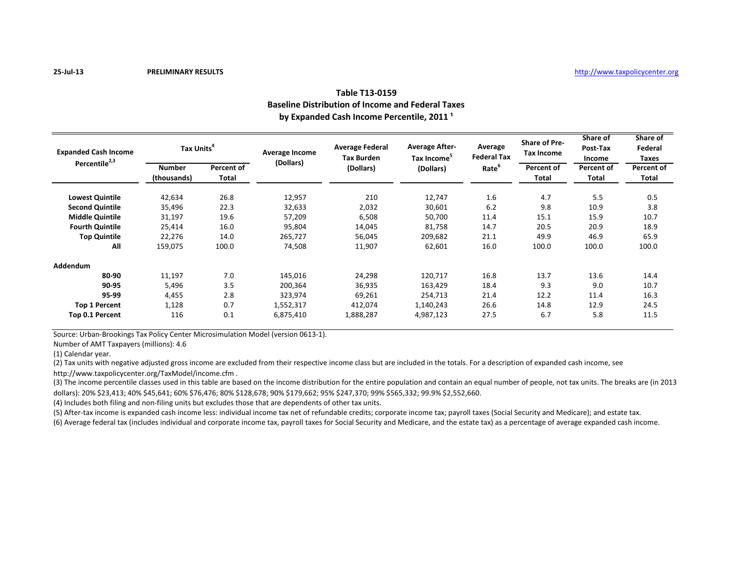25-Jul-13 **PRELIMINARY RESULTS** http://www.taxpolicycenter.org

## Table T13-0159
## Baseline Distribution of Income and Federal Taxes
## by Expanded Cash Income Percentile, 2011 [1]

| Expanded Cash Income Percentile[2,3] | Tax Units[4] | | Average Income (Dollars) | Average Federal Tax Burden (Dollars) | Average After-Tax Income[5] (Dollars) | Average Federal Tax Rate[6] | Share of Pre-Tax Income | Share of Post-Tax Income | Share of Federal Taxes |
|---|---|---|---|---|---|---|---|---|---|
| | Number (thousands) | Percent of Total | | | | | Percent of Total | Percent of Total | Percent of Total |
| **Lowest Quintile** | 42,634 | 26.8 | 12,957 | 210 | 12,747 | 1.6 | 4.7 | 5.5 | 0.5 |
| **Second Quintile** | 35,496 | 22.3 | 32,633 | 2,032 | 30,601 | 6.2 | 9.8 | 10.9 | 3.8 |
| **Middle Quintile** | 31,197 | 19.6 | 57,209 | 6,508 | 50,700 | 11.4 | 15.1 | 15.9 | 10.7 |
| **Fourth Quintile** | 25,414 | 16.0 | 95,804 | 14,045 | 81,758 | 14.7 | 20.5 | 20.9 | 18.9 |
| **Top Quintile** | 22,276 | 14.0 | 265,727 | 56,045 | 209,682 | 21.1 | 49.9 | 46.9 | 65.9 |
| **All** | 159,075 | 100.0 | 74,508 | 11,907 | 62,601 | 16.0 | 100.0 | 100.0 | 100.0 |
| **Addendum** | | | | | | | | | |
| **80-90** | 11,197 | 7.0 | 145,016 | 24,298 | 120,717 | 16.8 | 13.7 | 13.6 | 14.4 |
| **90-95** | 5,496 | 3.5 | 200,364 | 36,935 | 163,429 | 18.4 | 9.3 | 9.0 | 10.7 |
| **95-99** | 4,455 | 2.8 | 323,974 | 69,261 | 254,713 | 21.4 | 12.2 | 11.4 | 16.3 |
| **Top 1 Percent** | 1,128 | 0.7 | 1,552,317 | 412,074 | 1,140,243 | 26.6 | 14.8 | 12.9 | 24.5 |
| **Top 0.1 Percent** | 116 | 0.1 | 6,875,410 | 1,888,287 | 4,987,123 | 27.5 | 6.7 | 5.8 | 11.5 |

Source: Urban-Brookings Tax Policy Center Microsimulation Model (version 0613-1).

Number of AMT Taxpayers (millions): 4.6

(1) Calendar year.

(2) Tax units with negative adjusted gross income are excluded from their respective income class but are included in the totals. For a description of expanded cash income, see http://www.taxpolicycenter.org/TaxModel/income.cfm .

(3) The income percentile classes used in this table are based on the income distribution for the entire population and contain an equal number of people, not tax units. The breaks are (in 2013 dollars): 20% $23,413; 40% $45,641; 60% $76,476; 80% $128,678; 90% $179,662; 95% $247,370; 99% $565,332; 99.9% $2,552,660.

(4) Includes both filing and non-filing units but excludes those that are dependents of other tax units.

(5) After-tax income is expanded cash income less: individual income tax net of refundable credits; corporate income tax; payroll taxes (Social Security and Medicare); and estate tax.

(6) Average federal tax (includes individual and corporate income tax, payroll taxes for Social Security and Medicare, and the estate tax) as a percentage of average expanded cash income.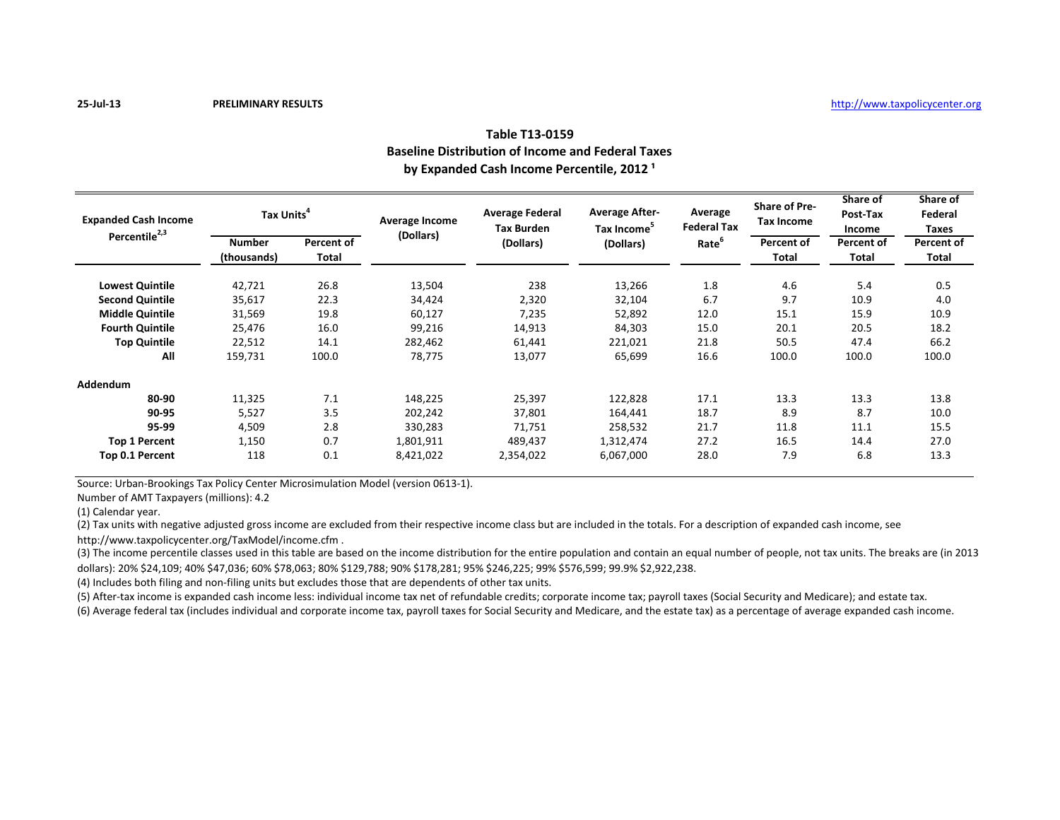25-Jul-13 **PRELIMINARY RESULTS** http://www.taxpolicycenter.org

## Table T13-0159
## Baseline Distribution of Income and Federal Taxes
## by Expanded Cash Income Percentile, 2012 [1]

| Expanded Cash Income Percentile[2,3] | Tax Units[4] | | Average Income (Dollars) | Average Federal Tax Burden (Dollars) | Average After-Tax Income[5] (Dollars) | Average Federal Tax Rate[6] | Share of Pre-Tax Income | Share of Post-Tax Income | Share of Federal Taxes |
|---|---|---|---|---|---|---|---|---|---|
| | Number (thousands) | Percent of Total | | | | | Percent of Total | Percent of Total | Percent of Total |
| **Lowest Quintile** | 42,721 | 26.8 | 13,504 | 238 | 13,266 | 1.8 | 4.6 | 5.4 | 0.5 |
| **Second Quintile** | 35,617 | 22.3 | 34,424 | 2,320 | 32,104 | 6.7 | 9.7 | 10.9 | 4.0 |
| **Middle Quintile** | 31,569 | 19.8 | 60,127 | 7,235 | 52,892 | 12.0 | 15.1 | 15.9 | 10.9 |
| **Fourth Quintile** | 25,476 | 16.0 | 99,216 | 14,913 | 84,303 | 15.0 | 20.1 | 20.5 | 18.2 |
| **Top Quintile** | 22,512 | 14.1 | 282,462 | 61,441 | 221,021 | 21.8 | 50.5 | 47.4 | 66.2 |
| **All** | 159,731 | 100.0 | 78,775 | 13,077 | 65,699 | 16.6 | 100.0 | 100.0 | 100.0 |
| **Addendum** | | | | | | | | | |
| **80-90** | 11,325 | 7.1 | 148,225 | 25,397 | 122,828 | 17.1 | 13.3 | 13.3 | 13.8 |
| **90-95** | 5,527 | 3.5 | 202,242 | 37,801 | 164,441 | 18.7 | 8.9 | 8.7 | 10.0 |
| **95-99** | 4,509 | 2.8 | 330,283 | 71,751 | 258,532 | 21.7 | 11.8 | 11.1 | 15.5 |
| **Top 1 Percent** | 1,150 | 0.7 | 1,801,911 | 489,437 | 1,312,474 | 27.2 | 16.5 | 14.4 | 27.0 |
| **Top 0.1 Percent** | 118 | 0.1 | 8,421,022 | 2,354,022 | 6,067,000 | 28.0 | 7.9 | 6.8 | 13.3 |

Source: Urban-Brookings Tax Policy Center Microsimulation Model (version 0613-1).

Number of AMT Taxpayers (millions): 4.2

(1) Calendar year.

(2) Tax units with negative adjusted gross income are excluded from their respective income class but are included in the totals. For a description of expanded cash income, see http://www.taxpolicycenter.org/TaxModel/income.cfm .

(3) The income percentile classes used in this table are based on the income distribution for the entire population and contain an equal number of people, not tax units. The breaks are (in 2013 dollars): 20% $24,109; 40% $47,036; 60% $78,063; 80% $129,788; 90% $178,281; 95% $246,225; 99% $576,599; 99.9% $2,922,238.

(4) Includes both filing and non-filing units but excludes those that are dependents of other tax units.

(5) After-tax income is expanded cash income less: individual income tax net of refundable credits; corporate income tax; payroll taxes (Social Security and Medicare); and estate tax.

(6) Average federal tax (includes individual and corporate income tax, payroll taxes for Social Security and Medicare, and the estate tax) as a percentage of average expanded cash income.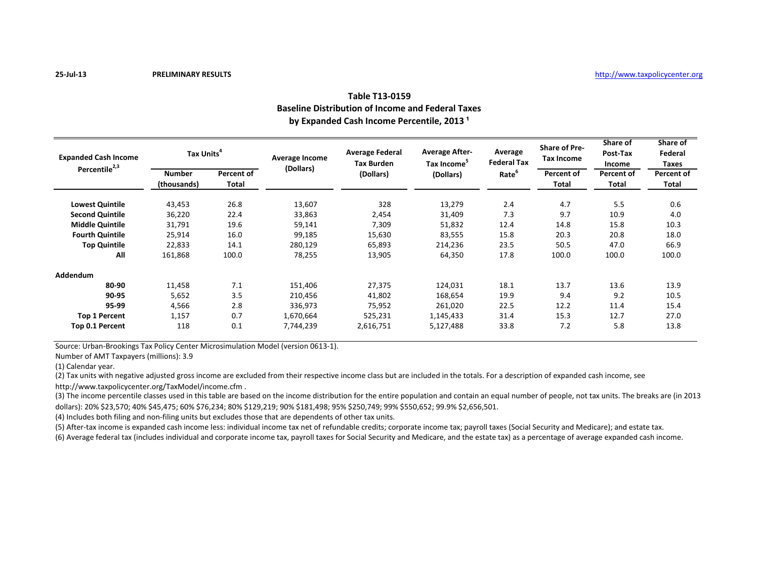25-Jul-13 **PRELIMINARY RESULTS** http://www.taxpolicycenter.org

## Table T13-0159
## Baseline Distribution of Income and Federal Taxes
## by Expanded Cash Income Percentile, 2013 [1]

| Expanded Cash Income Percentile[2,3] | Tax Units[4] | | Average Income (Dollars) | Average Federal Tax Burden (Dollars) | Average After-Tax Income[5] (Dollars) | Average Federal Tax Rate[6] | Share of Pre-Tax Income | Share of Post-Tax Income | Share of Federal Taxes |
|---|---|---|---|---|---|---|---|---|---|
| | Number (thousands) | Percent of Total | | | | | Percent of Total | Percent of Total | Percent of Total |
| **Lowest Quintile** | 43,453 | 26.8 | 13,607 | 328 | 13,279 | 2.4 | 4.7 | 5.5 | 0.6 |
| **Second Quintile** | 36,220 | 22.4 | 33,863 | 2,454 | 31,409 | 7.3 | 9.7 | 10.9 | 4.0 |
| **Middle Quintile** | 31,791 | 19.6 | 59,141 | 7,309 | 51,832 | 12.4 | 14.8 | 15.8 | 10.3 |
| **Fourth Quintile** | 25,914 | 16.0 | 99,185 | 15,630 | 83,555 | 15.8 | 20.3 | 20.8 | 18.0 |
| **Top Quintile** | 22,833 | 14.1 | 280,129 | 65,893 | 214,236 | 23.5 | 50.5 | 47.0 | 66.9 |
| **All** | 161,868 | 100.0 | 78,255 | 13,905 | 64,350 | 17.8 | 100.0 | 100.0 | 100.0 |
| **Addendum** | | | | | | | | | |
| **80-90** | 11,458 | 7.1 | 151,406 | 27,375 | 124,031 | 18.1 | 13.7 | 13.6 | 13.9 |
| **90-95** | 5,652 | 3.5 | 210,456 | 41,802 | 168,654 | 19.9 | 9.4 | 9.2 | 10.5 |
| **95-99** | 4,566 | 2.8 | 336,973 | 75,952 | 261,020 | 22.5 | 12.2 | 11.4 | 15.4 |
| **Top 1 Percent** | 1,157 | 0.7 | 1,670,664 | 525,231 | 1,145,433 | 31.4 | 15.3 | 12.7 | 27.0 |
| **Top 0.1 Percent** | 118 | 0.1 | 7,744,239 | 2,616,751 | 5,127,488 | 33.8 | 7.2 | 5.8 | 13.8 |

Source: Urban-Brookings Tax Policy Center Microsimulation Model (version 0613-1).

Number of AMT Taxpayers (millions): 3.9

(1) Calendar year.

(2) Tax units with negative adjusted gross income are excluded from their respective income class but are included in the totals. For a description of expanded cash income, see http://www.taxpolicycenter.org/TaxModel/income.cfm .

(3) The income percentile classes used in this table are based on the income distribution for the entire population and contain an equal number of people, not tax units. The breaks are (in 2013 dollars): 20% $23,570; 40% $45,475; 60% $76,234; 80% $129,219; 90% $181,498; 95% $250,749; 99% $550,652; 99.9% $2,656,501.

(4) Includes both filing and non-filing units but excludes those that are dependents of other tax units.

(5) After-tax income is expanded cash income less: individual income tax net of refundable credits; corporate income tax; payroll taxes (Social Security and Medicare); and estate tax.

(6) Average federal tax (includes individual and corporate income tax, payroll taxes for Social Security and Medicare, and the estate tax) as a percentage of average expanded cash income.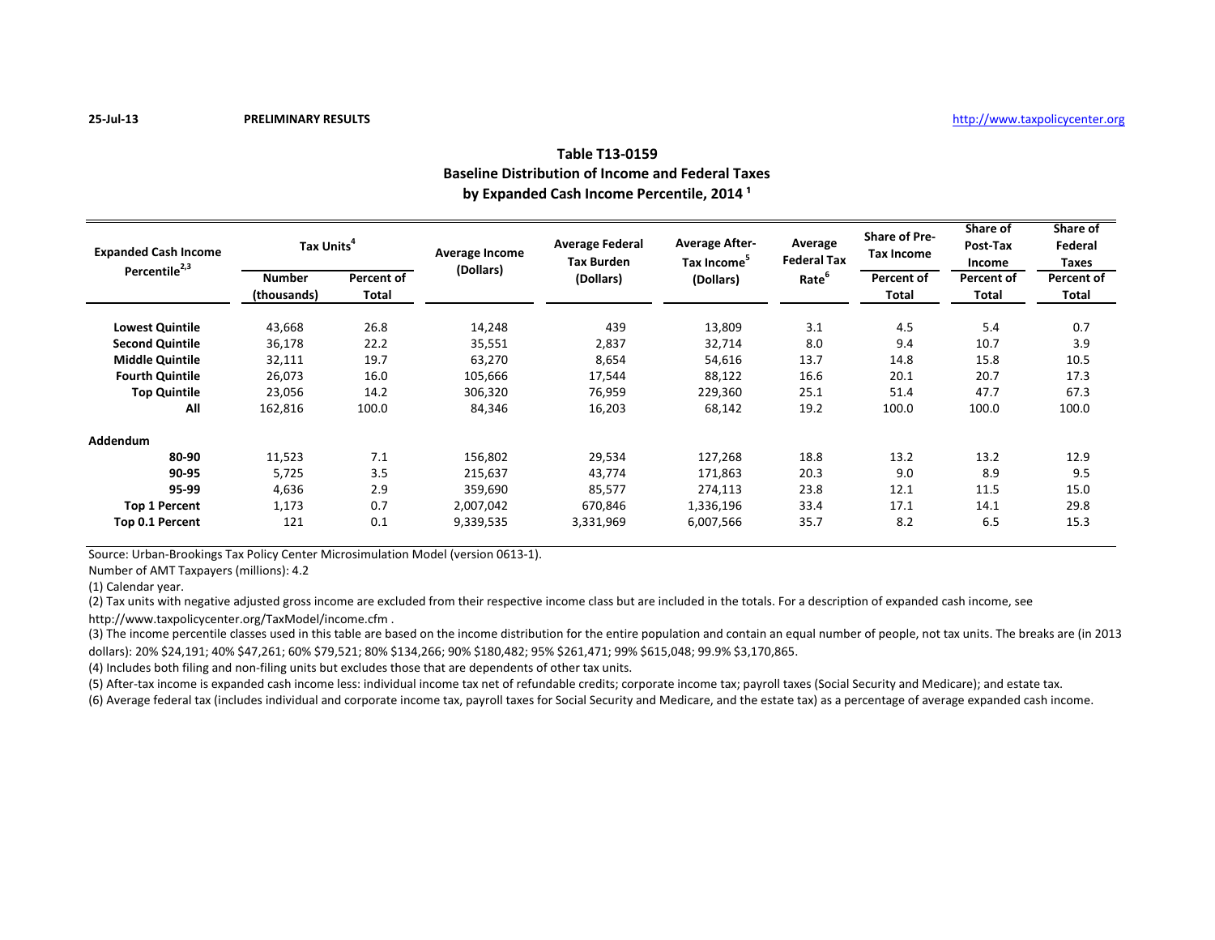25-Jul-13 **PRELIMINARY RESULTS** http://www.taxpolicycenter.org

## Table T13-0159
## Baseline Distribution of Income and Federal Taxes
## by Expanded Cash Income Percentile, 2014 [1]

| Expanded Cash Income Percentile[2,3] | Tax Units[4] | | Average Income (Dollars) | Average Federal Tax Burden (Dollars) | Average After-Tax Income[5] (Dollars) | Average Federal Tax Rate[6] | Share of Pre-Tax Income | Share of Post-Tax Income | Share of Federal Taxes |
|---|---|---|---|---|---|---|---|---|---|
| | Number (thousands) | Percent of Total | | | | | Percent of Total | Percent of Total | Percent of Total |
| **Lowest Quintile** | 43,668 | 26.8 | 14,248 | 439 | 13,809 | 3.1 | 4.5 | 5.4 | 0.7 |
| **Second Quintile** | 36,178 | 22.2 | 35,551 | 2,837 | 32,714 | 8.0 | 9.4 | 10.7 | 3.9 |
| **Middle Quintile** | 32,111 | 19.7 | 63,270 | 8,654 | 54,616 | 13.7 | 14.8 | 15.8 | 10.5 |
| **Fourth Quintile** | 26,073 | 16.0 | 105,666 | 17,544 | 88,122 | 16.6 | 20.1 | 20.7 | 17.3 |
| **Top Quintile** | 23,056 | 14.2 | 306,320 | 76,959 | 229,360 | 25.1 | 51.4 | 47.7 | 67.3 |
| **All** | 162,816 | 100.0 | 84,346 | 16,203 | 68,142 | 19.2 | 100.0 | 100.0 | 100.0 |
| **Addendum** | | | | | | | | | |
| **80-90** | 11,523 | 7.1 | 156,802 | 29,534 | 127,268 | 18.8 | 13.2 | 13.2 | 12.9 |
| **90-95** | 5,725 | 3.5 | 215,637 | 43,774 | 171,863 | 20.3 | 9.0 | 8.9 | 9.5 |
| **95-99** | 4,636 | 2.9 | 359,690 | 85,577 | 274,113 | 23.8 | 12.1 | 11.5 | 15.0 |
| **Top 1 Percent** | 1,173 | 0.7 | 2,007,042 | 670,846 | 1,336,196 | 33.4 | 17.1 | 14.1 | 29.8 |
| **Top 0.1 Percent** | 121 | 0.1 | 9,339,535 | 3,331,969 | 6,007,566 | 35.7 | 8.2 | 6.5 | 15.3 |

Source: Urban-Brookings Tax Policy Center Microsimulation Model (version 0613-1).

Number of AMT Taxpayers (millions): 4.2

(1) Calendar year.

(2) Tax units with negative adjusted gross income are excluded from their respective income class but are included in the totals. For a description of expanded cash income, see http://www.taxpolicycenter.org/TaxModel/income.cfm .

(3) The income percentile classes used in this table are based on the income distribution for the entire population and contain an equal number of people, not tax units. The breaks are (in 2013 dollars): 20% $24,191; 40% $47,261; 60% $79,521; 80% $134,266; 90% $180,482; 95% $261,471; 99% $615,048; 99.9% $3,170,865.

(4) Includes both filing and non-filing units but excludes those that are dependents of other tax units.

(5) After-tax income is expanded cash income less: individual income tax net of refundable credits; corporate income tax; payroll taxes (Social Security and Medicare); and estate tax.

(6) Average federal tax (includes individual and corporate income tax, payroll taxes for Social Security and Medicare, and the estate tax) as a percentage of average expanded cash income.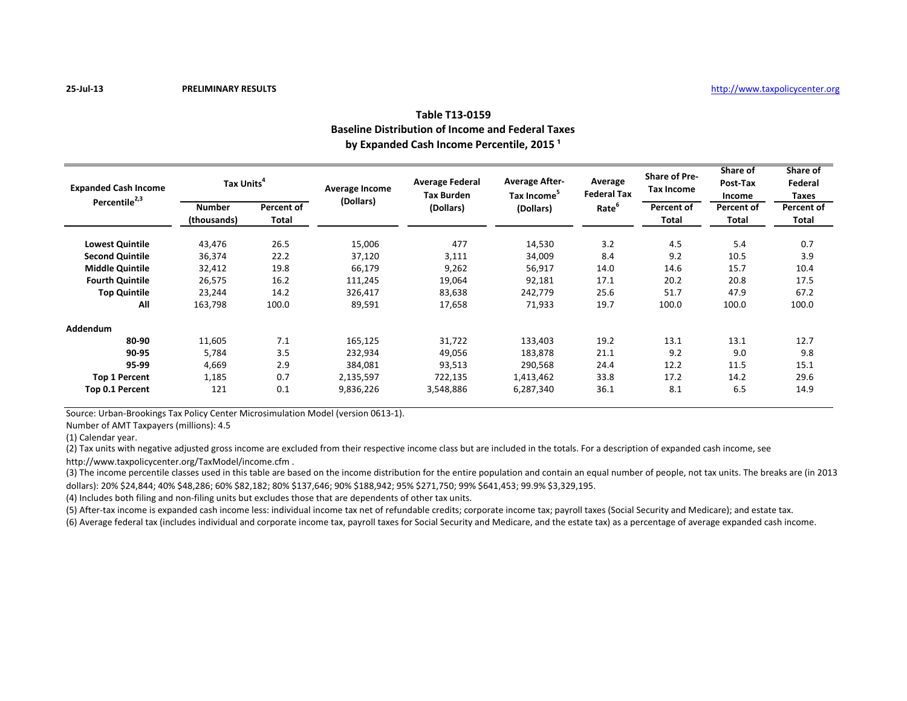25-Jul-13 **PRELIMINARY RESULTS** http://www.taxpolicycenter.org

## Table T13-0159
## Baseline Distribution of Income and Federal Taxes
## by Expanded Cash Income Percentile, 2015 [1]

| Expanded Cash Income Percentile[2,3] | Tax Units[4] | | Average Income (Dollars) | Average Federal Tax Burden (Dollars) | Average After-Tax Income[5] (Dollars) | Average Federal Tax Rate[6] | Share of Pre-Tax Income | Share of Post-Tax Income | Share of Federal Taxes |
|---|---|---|---|---|---|---|---|---|---|
| | Number (thousands) | Percent of Total | | | | | Percent of Total | Percent of Total | Percent of Total |
| **Lowest Quintile** | 43,476 | 26.5 | 15,006 | 477 | 14,530 | 3.2 | 4.5 | 5.4 | 0.7 |
| **Second Quintile** | 36,374 | 22.2 | 37,120 | 3,111 | 34,009 | 8.4 | 9.2 | 10.5 | 3.9 |
| **Middle Quintile** | 32,412 | 19.8 | 66,179 | 9,262 | 56,917 | 14.0 | 14.6 | 15.7 | 10.4 |
| **Fourth Quintile** | 26,575 | 16.2 | 111,245 | 19,064 | 92,181 | 17.1 | 20.2 | 20.8 | 17.5 |
| **Top Quintile** | 23,244 | 14.2 | 326,417 | 83,638 | 242,779 | 25.6 | 51.7 | 47.9 | 67.2 |
| **All** | 163,798 | 100.0 | 89,591 | 17,658 | 71,933 | 19.7 | 100.0 | 100.0 | 100.0 |
| **Addendum** | | | | | | | | | |
| **80-90** | 11,605 | 7.1 | 165,125 | 31,722 | 133,403 | 19.2 | 13.1 | 13.1 | 12.7 |
| **90-95** | 5,784 | 3.5 | 232,934 | 49,056 | 183,878 | 21.1 | 9.2 | 9.0 | 9.8 |
| **95-99** | 4,669 | 2.9 | 384,081 | 93,513 | 290,568 | 24.4 | 12.2 | 11.5 | 15.1 |
| **Top 1 Percent** | 1,185 | 0.7 | 2,135,597 | 722,135 | 1,413,462 | 33.8 | 17.2 | 14.2 | 29.6 |
| **Top 0.1 Percent** | 121 | 0.1 | 9,836,226 | 3,548,886 | 6,287,340 | 36.1 | 8.1 | 6.5 | 14.9 |

Source: Urban-Brookings Tax Policy Center Microsimulation Model (version 0613-1).

Number of AMT Taxpayers (millions): 4.5

(1) Calendar year.

(2) Tax units with negative adjusted gross income are excluded from their respective income class but are included in the totals. For a description of expanded cash income, see http://www.taxpolicycenter.org/TaxModel/income.cfm .

(3) The income percentile classes used in this table are based on the income distribution for the entire population and contain an equal number of people, not tax units. The breaks are (in 2013 dollars): 20% $24,844; 40% $48,286; 60% $82,182; 80% $137,646; 90% $188,942; 95% $271,750; 99% $641,453; 99.9% $3,329,195.

(4) Includes both filing and non-filing units but excludes those that are dependents of other tax units.

(5) After-tax income is expanded cash income less: individual income tax net of refundable credits; corporate income tax; payroll taxes (Social Security and Medicare); and estate tax.

(6) Average federal tax (includes individual and corporate income tax, payroll taxes for Social Security and Medicare, and the estate tax) as a percentage of average expanded cash income.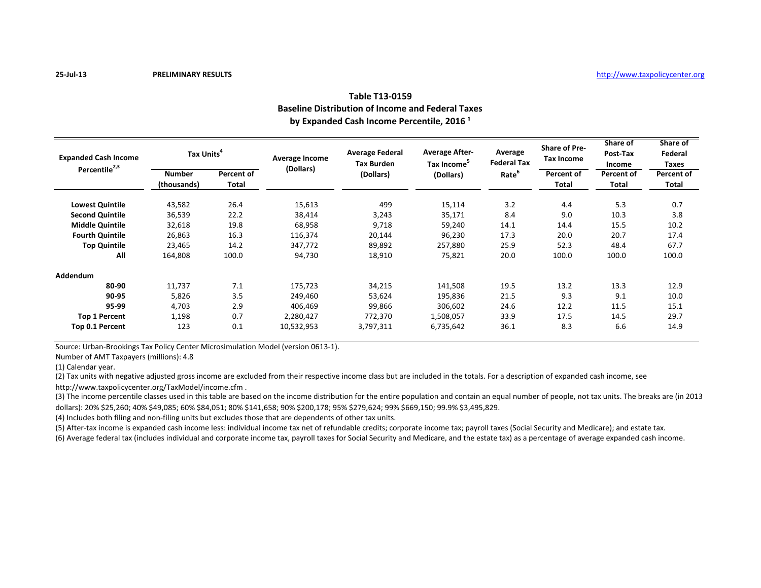25-Jul-13 **PRELIMINARY RESULTS** http://www.taxpolicycenter.org

## Table T13-0159
## Baseline Distribution of Income and Federal Taxes
## by Expanded Cash Income Percentile, 2016 [1]

| Expanded Cash Income Percentile[2,3] | Tax Units[4] | | Average Income (Dollars) | Average Federal Tax Burden (Dollars) | Average After-Tax Income[5] (Dollars) | Average Federal Tax Rate[6] | Share of Pre-Tax Income | Share of Post-Tax Income | Share of Federal Taxes |
|---|---|---|---|---|---|---|---|---|---|
| | Number (thousands) | Percent of Total | | | | | Percent of Total | Percent of Total | Percent of Total |
| **Lowest Quintile** | 43,582 | 26.4 | 15,613 | 499 | 15,114 | 3.2 | 4.4 | 5.3 | 0.7 |
| **Second Quintile** | 36,539 | 22.2 | 38,414 | 3,243 | 35,171 | 8.4 | 9.0 | 10.3 | 3.8 |
| **Middle Quintile** | 32,618 | 19.8 | 68,958 | 9,718 | 59,240 | 14.1 | 14.4 | 15.5 | 10.2 |
| **Fourth Quintile** | 26,863 | 16.3 | 116,374 | 20,144 | 96,230 | 17.3 | 20.0 | 20.7 | 17.4 |
| **Top Quintile** | 23,465 | 14.2 | 347,772 | 89,892 | 257,880 | 25.9 | 52.3 | 48.4 | 67.7 |
| **All** | 164,808 | 100.0 | 94,730 | 18,910 | 75,821 | 20.0 | 100.0 | 100.0 | 100.0 |
| **Addendum** | | | | | | | | | |
| **80-90** | 11,737 | 7.1 | 175,723 | 34,215 | 141,508 | 19.5 | 13.2 | 13.3 | 12.9 |
| **90-95** | 5,826 | 3.5 | 249,460 | 53,624 | 195,836 | 21.5 | 9.3 | 9.1 | 10.0 |
| **95-99** | 4,703 | 2.9 | 406,469 | 99,866 | 306,602 | 24.6 | 12.2 | 11.5 | 15.1 |
| **Top 1 Percent** | 1,198 | 0.7 | 2,280,427 | 772,370 | 1,508,057 | 33.9 | 17.5 | 14.5 | 29.7 |
| **Top 0.1 Percent** | 123 | 0.1 | 10,532,953 | 3,797,311 | 6,735,642 | 36.1 | 8.3 | 6.6 | 14.9 |

Source: Urban-Brookings Tax Policy Center Microsimulation Model (version 0613-1).

Number of AMT Taxpayers (millions): 4.8

(1) Calendar year.

(2) Tax units with negative adjusted gross income are excluded from their respective income class but are included in the totals. For a description of expanded cash income, see http://www.taxpolicycenter.org/TaxModel/income.cfm .

(3) The income percentile classes used in this table are based on the income distribution for the entire population and contain an equal number of people, not tax units. The breaks are (in 2013 dollars): 20% $25,260; 40% $49,085; 60% $84,051; 80% $141,658; 90% $200,178; 95% $279,624; 99% $669,150; 99.9% $3,495,829.

(4) Includes both filing and non-filing units but excludes those that are dependents of other tax units.

(5) After-tax income is expanded cash income less: individual income tax net of refundable credits; corporate income tax; payroll taxes (Social Security and Medicare); and estate tax.

(6) Average federal tax (includes individual and corporate income tax, payroll taxes for Social Security and Medicare, and the estate tax) as a percentage of average expanded cash income.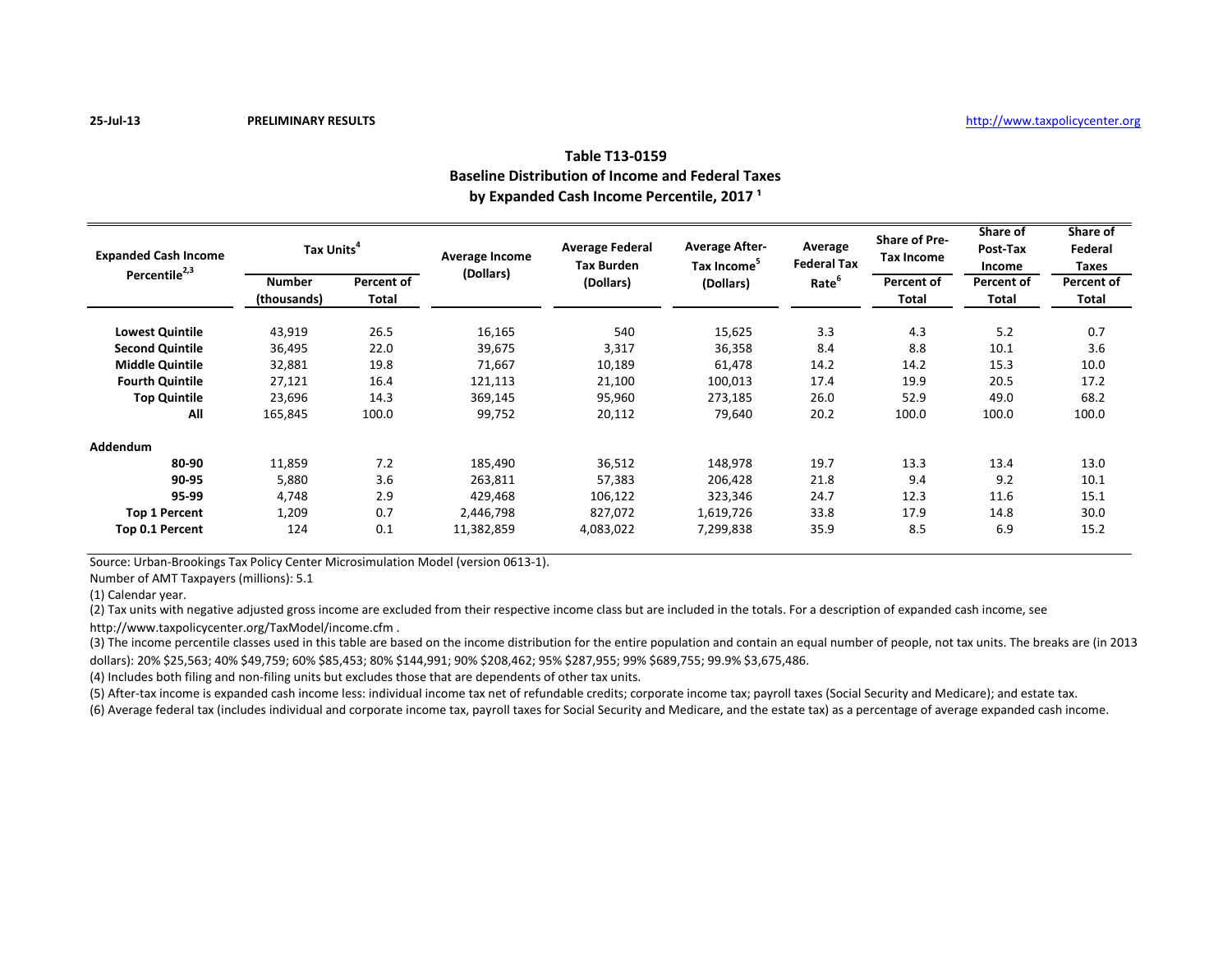25-Jul-13 **PRELIMINARY RESULTS** http://www.taxpolicycenter.org

## Table T13-0159
## Baseline Distribution of Income and Federal Taxes
## by Expanded Cash Income Percentile, 2017 [1]

| Expanded Cash Income Percentile[2,3] | Tax Units[4] | | Average Income (Dollars) | Average Federal Tax Burden (Dollars) | Average After-Tax Income[5] (Dollars) | Average Federal Tax Rate[6] | Share of Pre-Tax Income | Share of Post-Tax Income | Share of Federal Taxes |
|---|---|---|---|---|---|---|---|---|---|
| | Number (thousands) | Percent of Total | | | | | Percent of Total | Percent of Total | Percent of Total |
| **Lowest Quintile** | 43,919 | 26.5 | 16,165 | 540 | 15,625 | 3.3 | 4.3 | 5.2 | 0.7 |
| **Second Quintile** | 36,495 | 22.0 | 39,675 | 3,317 | 36,358 | 8.4 | 8.8 | 10.1 | 3.6 |
| **Middle Quintile** | 32,881 | 19.8 | 71,667 | 10,189 | 61,478 | 14.2 | 14.2 | 15.3 | 10.0 |
| **Fourth Quintile** | 27,121 | 16.4 | 121,113 | 21,100 | 100,013 | 17.4 | 19.9 | 20.5 | 17.2 |
| **Top Quintile** | 23,696 | 14.3 | 369,145 | 95,960 | 273,185 | 26.0 | 52.9 | 49.0 | 68.2 |
| **All** | 165,845 | 100.0 | 99,752 | 20,112 | 79,640 | 20.2 | 100.0 | 100.0 | 100.0 |
| **Addendum** | | | | | | | | | |
| **80-90** | 11,859 | 7.2 | 185,490 | 36,512 | 148,978 | 19.7 | 13.3 | 13.4 | 13.0 |
| **90-95** | 5,880 | 3.6 | 263,811 | 57,383 | 206,428 | 21.8 | 9.4 | 9.2 | 10.1 |
| **95-99** | 4,748 | 2.9 | 429,468 | 106,122 | 323,346 | 24.7 | 12.3 | 11.6 | 15.1 |
| **Top 1 Percent** | 1,209 | 0.7 | 2,446,798 | 827,072 | 1,619,726 | 33.8 | 17.9 | 14.8 | 30.0 |
| **Top 0.1 Percent** | 124 | 0.1 | 11,382,859 | 4,083,022 | 7,299,838 | 35.9 | 8.5 | 6.9 | 15.2 |

Source: Urban-Brookings Tax Policy Center Microsimulation Model (version 0613-1).

Number of AMT Taxpayers (millions): 5.1

(1) Calendar year.

(2) Tax units with negative adjusted gross income are excluded from their respective income class but are included in the totals. For a description of expanded cash income, see http://www.taxpolicycenter.org/TaxModel/income.cfm .

(3) The income percentile classes used in this table are based on the income distribution for the entire population and contain an equal number of people, not tax units. The breaks are (in 2013 dollars): 20% $25,563; 40% $49,759; 60% $85,453; 80% $144,991; 90% $208,462; 95% $287,955; 99% $689,755; 99.9% $3,675,486.

(4) Includes both filing and non-filing units but excludes those that are dependents of other tax units.

(5) After-tax income is expanded cash income less: individual income tax net of refundable credits; corporate income tax; payroll taxes (Social Security and Medicare); and estate tax.

(6) Average federal tax (includes individual and corporate income tax, payroll taxes for Social Security and Medicare, and the estate tax) as a percentage of average expanded cash income.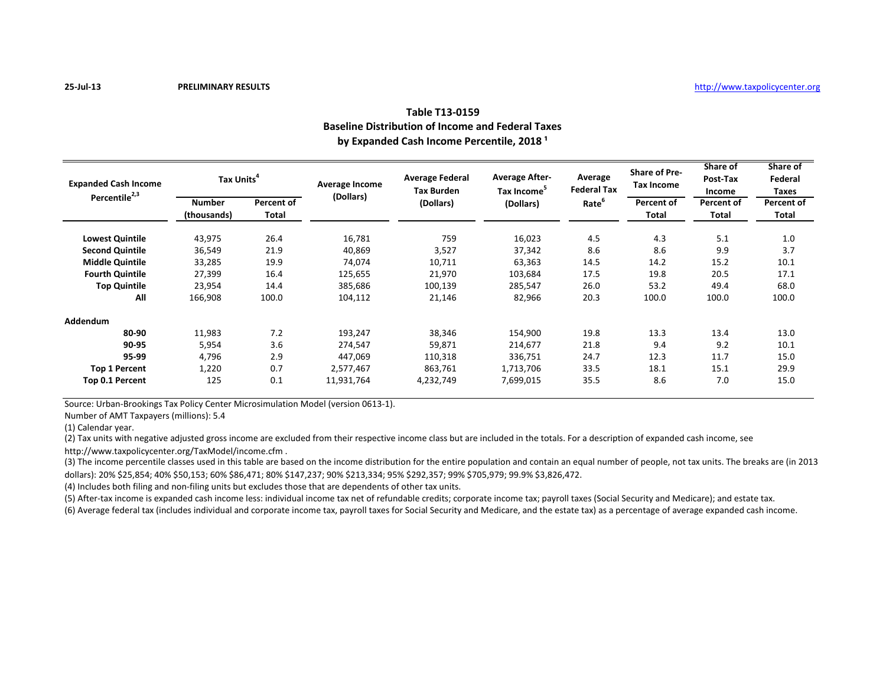25-Jul-13 **PRELIMINARY RESULTS** http://www.taxpolicycenter.org

## Table T13-0159
## Baseline Distribution of Income and Federal Taxes
## by Expanded Cash Income Percentile, 2018 [1]

| Expanded Cash Income Percentile[2,3] | Tax Units[4] | | Average Income (Dollars) | Average Federal Tax Burden (Dollars) | Average After-Tax Income[5] (Dollars) | Average Federal Tax Rate[6] | Share of Pre-Tax Income | Share of Post-Tax Income | Share of Federal Taxes |
|---|---|---|---|---|---|---|---|---|---|
| | Number (thousands) | Percent of Total | | | | | Percent of Total | Percent of Total | Percent of Total |
| **Lowest Quintile** | 43,975 | 26.4 | 16,781 | 759 | 16,023 | 4.5 | 4.3 | 5.1 | 1.0 |
| **Second Quintile** | 36,549 | 21.9 | 40,869 | 3,527 | 37,342 | 8.6 | 8.6 | 9.9 | 3.7 |
| **Middle Quintile** | 33,285 | 19.9 | 74,074 | 10,711 | 63,363 | 14.5 | 14.2 | 15.2 | 10.1 |
| **Fourth Quintile** | 27,399 | 16.4 | 125,655 | 21,970 | 103,684 | 17.5 | 19.8 | 20.5 | 17.1 |
| **Top Quintile** | 23,954 | 14.4 | 385,686 | 100,139 | 285,547 | 26.0 | 53.2 | 49.4 | 68.0 |
| **All** | 166,908 | 100.0 | 104,112 | 21,146 | 82,966 | 20.3 | 100.0 | 100.0 | 100.0 |
| **Addendum** | | | | | | | | | |
| **80-90** | 11,983 | 7.2 | 193,247 | 38,346 | 154,900 | 19.8 | 13.3 | 13.4 | 13.0 |
| **90-95** | 5,954 | 3.6 | 274,547 | 59,871 | 214,677 | 21.8 | 9.4 | 9.2 | 10.1 |
| **95-99** | 4,796 | 2.9 | 447,069 | 110,318 | 336,751 | 24.7 | 12.3 | 11.7 | 15.0 |
| **Top 1 Percent** | 1,220 | 0.7 | 2,577,467 | 863,761 | 1,713,706 | 33.5 | 18.1 | 15.1 | 29.9 |
| **Top 0.1 Percent** | 125 | 0.1 | 11,931,764 | 4,232,749 | 7,699,015 | 35.5 | 8.6 | 7.0 | 15.0 |

Source: Urban-Brookings Tax Policy Center Microsimulation Model (version 0613-1).

Number of AMT Taxpayers (millions): 5.4

(1) Calendar year.

(2) Tax units with negative adjusted gross income are excluded from their respective income class but are included in the totals. For a description of expanded cash income, see http://www.taxpolicycenter.org/TaxModel/income.cfm .

(3) The income percentile classes used in this table are based on the income distribution for the entire population and contain an equal number of people, not tax units. The breaks are (in 2013 dollars): 20% $25,854; 40% $50,153; 60% $86,471; 80% $147,237; 90% $213,334; 95% $292,357; 99% $705,979; 99.9% $3,826,472.

(4) Includes both filing and non-filing units but excludes those that are dependents of other tax units.

(5) After-tax income is expanded cash income less: individual income tax net of refundable credits; corporate income tax; payroll taxes (Social Security and Medicare); and estate tax.

(6) Average federal tax (includes individual and corporate income tax, payroll taxes for Social Security and Medicare, and the estate tax) as a percentage of average expanded cash income.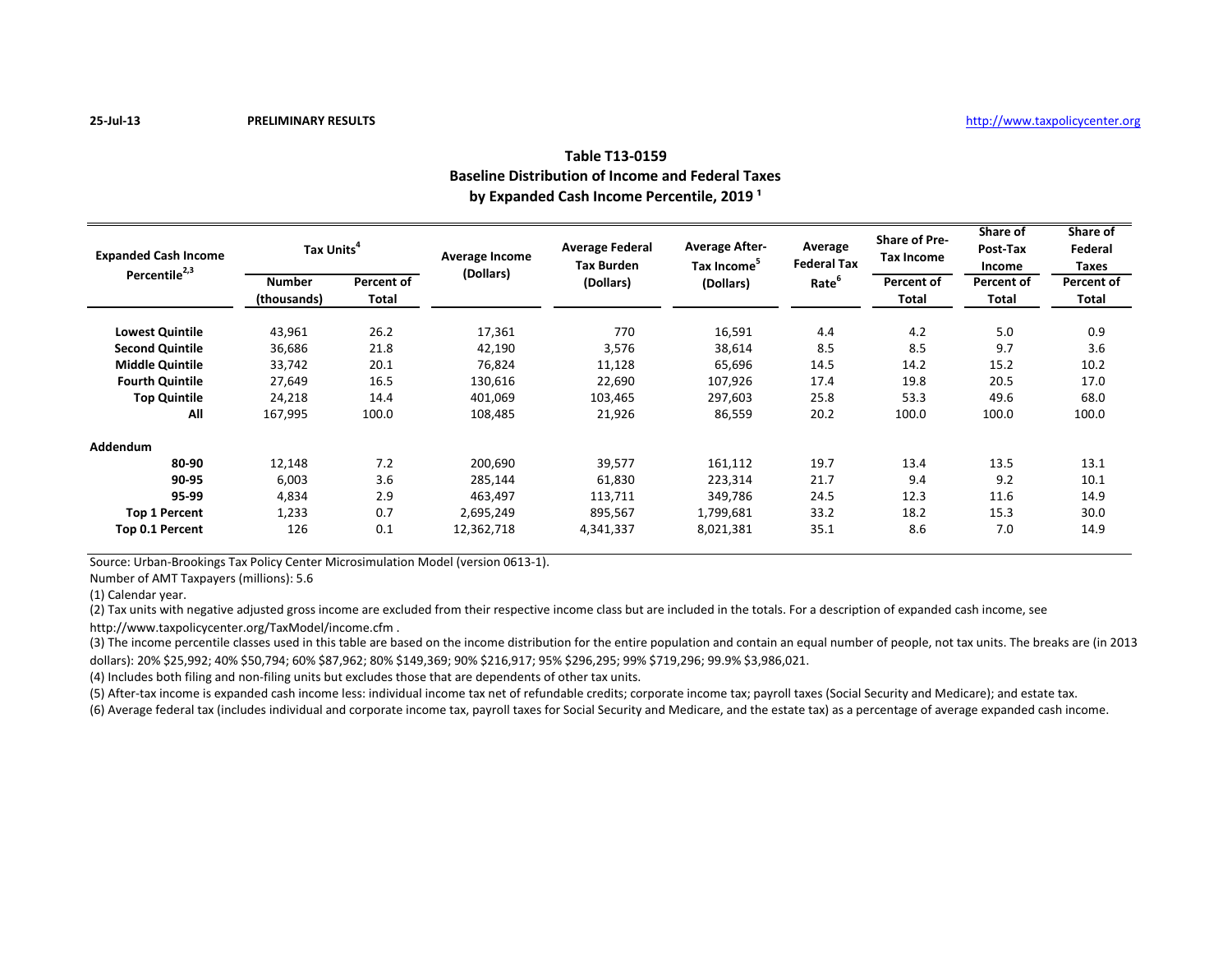25-Jul-13 **PRELIMINARY RESULTS** http://www.taxpolicycenter.org

## Table T13-0159
## Baseline Distribution of Income and Federal Taxes
## by Expanded Cash Income Percentile, 2019 [1]

| Expanded Cash Income Percentile[2,3] | Tax Units[4] | | Average Income (Dollars) | Average Federal Tax Burden (Dollars) | Average After-Tax Income[5] (Dollars) | Average Federal Tax Rate[6] | Share of Pre-Tax Income | Share of Post-Tax Income | Share of Federal Taxes |
|---|---|---|---|---|---|---|---|---|---|
| | Number (thousands) | Percent of Total | | | | | Percent of Total | Percent of Total | Percent of Total |
| **Lowest Quintile** | 43,961 | 26.2 | 17,361 | 770 | 16,591 | 4.4 | 4.2 | 5.0 | 0.9 |
| **Second Quintile** | 36,686 | 21.8 | 42,190 | 3,576 | 38,614 | 8.5 | 8.5 | 9.7 | 3.6 |
| **Middle Quintile** | 33,742 | 20.1 | 76,824 | 11,128 | 65,696 | 14.5 | 14.2 | 15.2 | 10.2 |
| **Fourth Quintile** | 27,649 | 16.5 | 130,616 | 22,690 | 107,926 | 17.4 | 19.8 | 20.5 | 17.0 |
| **Top Quintile** | 24,218 | 14.4 | 401,069 | 103,465 | 297,603 | 25.8 | 53.3 | 49.6 | 68.0 |
| **All** | 167,995 | 100.0 | 108,485 | 21,926 | 86,559 | 20.2 | 100.0 | 100.0 | 100.0 |
| **Addendum** | | | | | | | | | |
| **80-90** | 12,148 | 7.2 | 200,690 | 39,577 | 161,112 | 19.7 | 13.4 | 13.5 | 13.1 |
| **90-95** | 6,003 | 3.6 | 285,144 | 61,830 | 223,314 | 21.7 | 9.4 | 9.2 | 10.1 |
| **95-99** | 4,834 | 2.9 | 463,497 | 113,711 | 349,786 | 24.5 | 12.3 | 11.6 | 14.9 |
| **Top 1 Percent** | 1,233 | 0.7 | 2,695,249 | 895,567 | 1,799,681 | 33.2 | 18.2 | 15.3 | 30.0 |
| **Top 0.1 Percent** | 126 | 0.1 | 12,362,718 | 4,341,337 | 8,021,381 | 35.1 | 8.6 | 7.0 | 14.9 |

Source: Urban-Brookings Tax Policy Center Microsimulation Model (version 0613-1).

Number of AMT Taxpayers (millions): 5.6

(1) Calendar year.

(2) Tax units with negative adjusted gross income are excluded from their respective income class but are included in the totals. For a description of expanded cash income, see http://www.taxpolicycenter.org/TaxModel/income.cfm .

(3) The income percentile classes used in this table are based on the income distribution for the entire population and contain an equal number of people, not tax units. The breaks are (in 2013 dollars): 20% $25,992; 40% $50,794; 60% $87,962; 80% $149,369; 90% $216,917; 95% $296,295; 99% $719,296; 99.9% $3,986,021.

(4) Includes both filing and non-filing units but excludes those that are dependents of other tax units.

(5) After-tax income is expanded cash income less: individual income tax net of refundable credits; corporate income tax; payroll taxes (Social Security and Medicare); and estate tax.

(6) Average federal tax (includes individual and corporate income tax, payroll taxes for Social Security and Medicare, and the estate tax) as a percentage of average expanded cash income.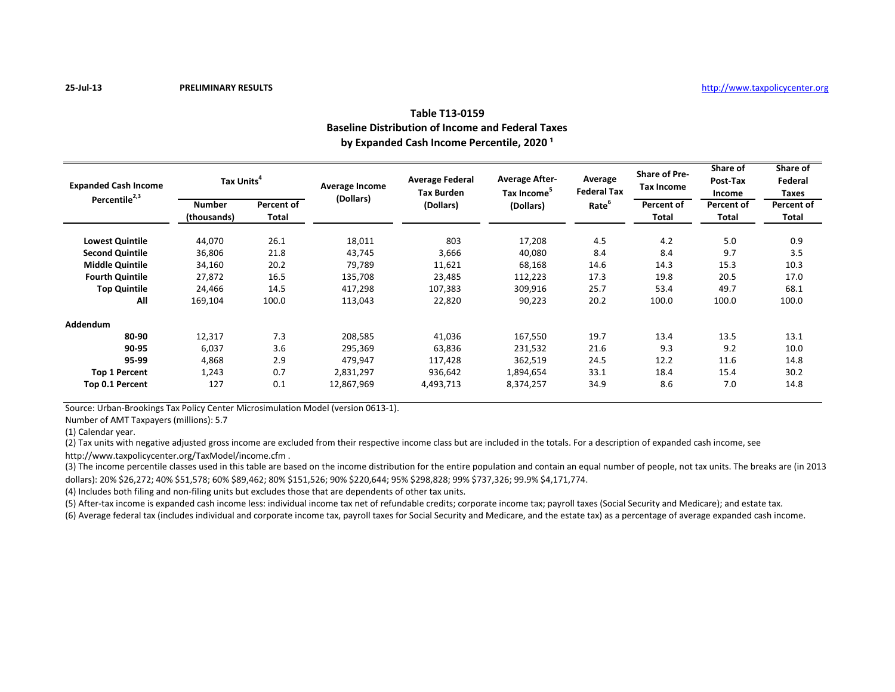25-Jul-13 **PRELIMINARY RESULTS** http://www.taxpolicycenter.org

## Table T13-0159
## Baseline Distribution of Income and Federal Taxes
## by Expanded Cash Income Percentile, 2020 [1]

| Expanded Cash Income Percentile[2,3] | Tax Units[4] | | Average Income (Dollars) | Average Federal Tax Burden (Dollars) | Average After-Tax Income[5] (Dollars) | Average Federal Tax Rate[6] | Share of Pre-Tax Income | Share of Post-Tax Income | Share of Federal Taxes |
|---|---|---|---|---|---|---|---|---|---|
| | Number (thousands) | Percent of Total | | | | | Percent of Total | Percent of Total | Percent of Total |
| **Lowest Quintile** | 44,070 | 26.1 | 18,011 | 803 | 17,208 | 4.5 | 4.2 | 5.0 | 0.9 |
| **Second Quintile** | 36,806 | 21.8 | 43,745 | 3,666 | 40,080 | 8.4 | 8.4 | 9.7 | 3.5 |
| **Middle Quintile** | 34,160 | 20.2 | 79,789 | 11,621 | 68,168 | 14.6 | 14.3 | 15.3 | 10.3 |
| **Fourth Quintile** | 27,872 | 16.5 | 135,708 | 23,485 | 112,223 | 17.3 | 19.8 | 20.5 | 17.0 |
| **Top Quintile** | 24,466 | 14.5 | 417,298 | 107,383 | 309,916 | 25.7 | 53.4 | 49.7 | 68.1 |
| **All** | 169,104 | 100.0 | 113,043 | 22,820 | 90,223 | 20.2 | 100.0 | 100.0 | 100.0 |
| **Addendum** | | | | | | | | | |
| **80-90** | 12,317 | 7.3 | 208,585 | 41,036 | 167,550 | 19.7 | 13.4 | 13.5 | 13.1 |
| **90-95** | 6,037 | 3.6 | 295,369 | 63,836 | 231,532 | 21.6 | 9.3 | 9.2 | 10.0 |
| **95-99** | 4,868 | 2.9 | 479,947 | 117,428 | 362,519 | 24.5 | 12.2 | 11.6 | 14.8 |
| **Top 1 Percent** | 1,243 | 0.7 | 2,831,297 | 936,642 | 1,894,654 | 33.1 | 18.4 | 15.4 | 30.2 |
| **Top 0.1 Percent** | 127 | 0.1 | 12,867,969 | 4,493,713 | 8,374,257 | 34.9 | 8.6 | 7.0 | 14.8 |

Source: Urban-Brookings Tax Policy Center Microsimulation Model (version 0613-1).

Number of AMT Taxpayers (millions): 5.7

(1) Calendar year.

(2) Tax units with negative adjusted gross income are excluded from their respective income class but are included in the totals. For a description of expanded cash income, see http://www.taxpolicycenter.org/TaxModel/income.cfm .

(3) The income percentile classes used in this table are based on the income distribution for the entire population and contain an equal number of people, not tax units. The breaks are (in 2013 dollars): 20% $26,272; 40% $51,578; 60% $89,462; 80% $151,526; 90% $220,644; 95% $298,828; 99% $737,326; 99.9% $4,171,774.

(4) Includes both filing and non-filing units but excludes those that are dependents of other tax units.

(5) After-tax income is expanded cash income less: individual income tax net of refundable credits; corporate income tax; payroll taxes (Social Security and Medicare); and estate tax.

(6) Average federal tax (includes individual and corporate income tax, payroll taxes for Social Security and Medicare, and the estate tax) as a percentage of average expanded cash income.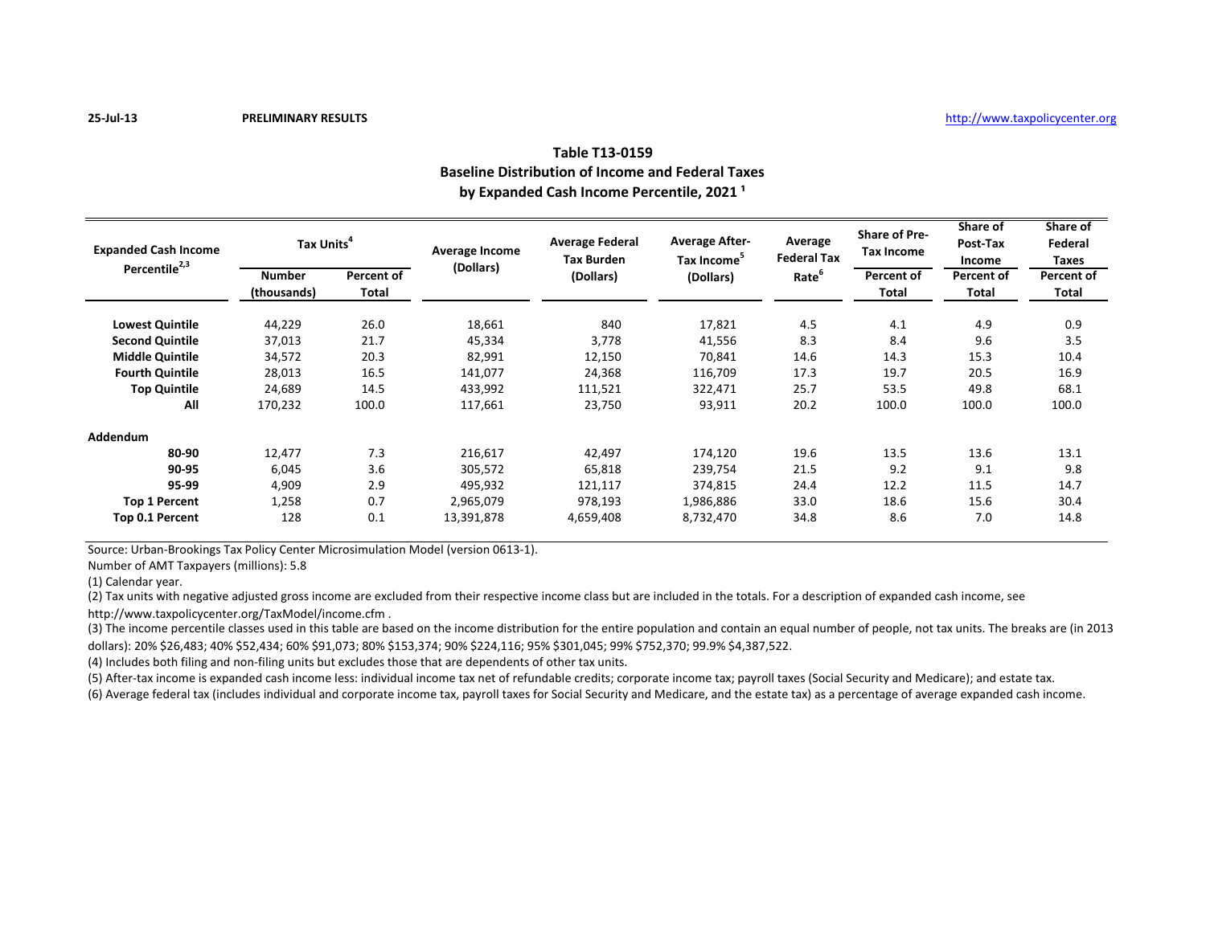25-Jul-13 **PRELIMINARY RESULTS** http://www.taxpolicycenter.org

## Table T13-0159
## Baseline Distribution of Income and Federal Taxes
## by Expanded Cash Income Percentile, 2021 [1]

| Expanded Cash Income Percentile[2,3] | Tax Units[4] | | Average Income (Dollars) | Average Federal Tax Burden (Dollars) | Average After-Tax Income[5] (Dollars) | Average Federal Tax Rate[6] | Share of Pre-Tax Income | Share of Post-Tax Income | Share of Federal Taxes |
|---|---|---|---|---|---|---|---|---|---|
| | Number (thousands) | Percent of Total | | | | | Percent of Total | Percent of Total | Percent of Total |
| **Lowest Quintile** | 44,229 | 26.0 | 18,661 | 840 | 17,821 | 4.5 | 4.1 | 4.9 | 0.9 |
| **Second Quintile** | 37,013 | 21.7 | 45,334 | 3,778 | 41,556 | 8.3 | 8.4 | 9.6 | 3.5 |
| **Middle Quintile** | 34,572 | 20.3 | 82,991 | 12,150 | 70,841 | 14.6 | 14.3 | 15.3 | 10.4 |
| **Fourth Quintile** | 28,013 | 16.5 | 141,077 | 24,368 | 116,709 | 17.3 | 19.7 | 20.5 | 16.9 |
| **Top Quintile** | 24,689 | 14.5 | 433,992 | 111,521 | 322,471 | 25.7 | 53.5 | 49.8 | 68.1 |
| **All** | 170,232 | 100.0 | 117,661 | 23,750 | 93,911 | 20.2 | 100.0 | 100.0 | 100.0 |
| **Addendum** | | | | | | | | | |
| **80-90** | 12,477 | 7.3 | 216,617 | 42,497 | 174,120 | 19.6 | 13.5 | 13.6 | 13.1 |
| **90-95** | 6,045 | 3.6 | 305,572 | 65,818 | 239,754 | 21.5 | 9.2 | 9.1 | 9.8 |
| **95-99** | 4,909 | 2.9 | 495,932 | 121,117 | 374,815 | 24.4 | 12.2 | 11.5 | 14.7 |
| **Top 1 Percent** | 1,258 | 0.7 | 2,965,079 | 978,193 | 1,986,886 | 33.0 | 18.6 | 15.6 | 30.4 |
| **Top 0.1 Percent** | 128 | 0.1 | 13,391,878 | 4,659,408 | 8,732,470 | 34.8 | 8.6 | 7.0 | 14.8 |

Source: Urban-Brookings Tax Policy Center Microsimulation Model (version 0613-1).

Number of AMT Taxpayers (millions): 5.8

(1) Calendar year.

(2) Tax units with negative adjusted gross income are excluded from their respective income class but are included in the totals. For a description of expanded cash income, see http://www.taxpolicycenter.org/TaxModel/income.cfm .

(3) The income percentile classes used in this table are based on the income distribution for the entire population and contain an equal number of people, not tax units. The breaks are (in 2013 dollars): 20% $26,483; 40% $52,434; 60% $91,073; 80% $153,374; 90% $224,116; 95% $301,045; 99% $752,370; 99.9% $4,387,522.

(4) Includes both filing and non-filing units but excludes those that are dependents of other tax units.

(5) After-tax income is expanded cash income less: individual income tax net of refundable credits; corporate income tax; payroll taxes (Social Security and Medicare); and estate tax.

(6) Average federal tax (includes individual and corporate income tax, payroll taxes for Social Security and Medicare, and the estate tax) as a percentage of average expanded cash income.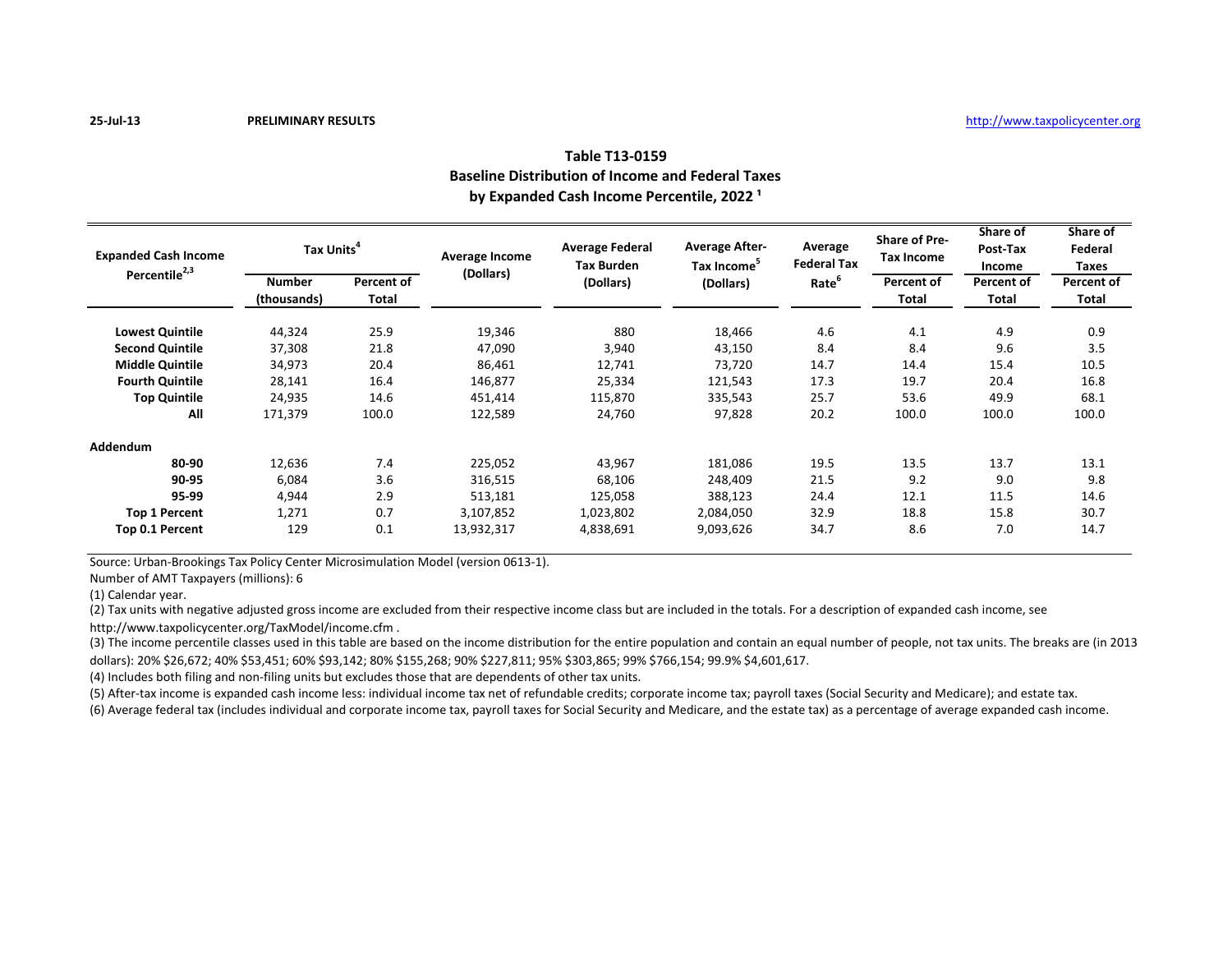25-Jul-13 **PRELIMINARY RESULTS** http://www.taxpolicycenter.org

## Table T13-0159
## Baseline Distribution of Income and Federal Taxes
## by Expanded Cash Income Percentile, 2022 [1]

| Expanded Cash Income Percentile[2,3] | Tax Units[4] | | Average Income (Dollars) | Average Federal Tax Burden (Dollars) | Average After-Tax Income[5] (Dollars) | Average Federal Tax Rate[6] | Share of Pre-Tax Income | Share of Post-Tax Income | Share of Federal Taxes |
|---|---|---|---|---|---|---|---|---|---|
| | Number (thousands) | Percent of Total | | | | | Percent of Total | Percent of Total | Percent of Total |
| **Lowest Quintile** | 44,324 | 25.9 | 19,346 | 880 | 18,466 | 4.6 | 4.1 | 4.9 | 0.9 |
| **Second Quintile** | 37,308 | 21.8 | 47,090 | 3,940 | 43,150 | 8.4 | 8.4 | 9.6 | 3.5 |
| **Middle Quintile** | 34,973 | 20.4 | 86,461 | 12,741 | 73,720 | 14.7 | 14.4 | 15.4 | 10.5 |
| **Fourth Quintile** | 28,141 | 16.4 | 146,877 | 25,334 | 121,543 | 17.3 | 19.7 | 20.4 | 16.8 |
| **Top Quintile** | 24,935 | 14.6 | 451,414 | 115,870 | 335,543 | 25.7 | 53.6 | 49.9 | 68.1 |
| **All** | 171,379 | 100.0 | 122,589 | 24,760 | 97,828 | 20.2 | 100.0 | 100.0 | 100.0 |
| **Addendum** | | | | | | | | | |
| **80-90** | 12,636 | 7.4 | 225,052 | 43,967 | 181,086 | 19.5 | 13.5 | 13.7 | 13.1 |
| **90-95** | 6,084 | 3.6 | 316,515 | 68,106 | 248,409 | 21.5 | 9.2 | 9.0 | 9.8 |
| **95-99** | 4,944 | 2.9 | 513,181 | 125,058 | 388,123 | 24.4 | 12.1 | 11.5 | 14.6 |
| **Top 1 Percent** | 1,271 | 0.7 | 3,107,852 | 1,023,802 | 2,084,050 | 32.9 | 18.8 | 15.8 | 30.7 |
| **Top 0.1 Percent** | 129 | 0.1 | 13,932,317 | 4,838,691 | 9,093,626 | 34.7 | 8.6 | 7.0 | 14.7 |

Source: Urban-Brookings Tax Policy Center Microsimulation Model (version 0613-1).

Number of AMT Taxpayers (millions): 6

(1) Calendar year.

(2) Tax units with negative adjusted gross income are excluded from their respective income class but are included in the totals. For a description of expanded cash income, see http://www.taxpolicycenter.org/TaxModel/income.cfm .

(3) The income percentile classes used in this table are based on the income distribution for the entire population and contain an equal number of people, not tax units. The breaks are (in 2013 dollars): 20% $26,672; 40% $53,451; 60% $93,142; 80% $155,268; 90% $227,811; 95% $303,865; 99% $766,154; 99.9% $4,601,617.

(4) Includes both filing and non-filing units but excludes those that are dependents of other tax units.

(5) After-tax income is expanded cash income less: individual income tax net of refundable credits; corporate income tax; payroll taxes (Social Security and Medicare); and estate tax.

(6) Average federal tax (includes individual and corporate income tax, payroll taxes for Social Security and Medicare, and the estate tax) as a percentage of average expanded cash income.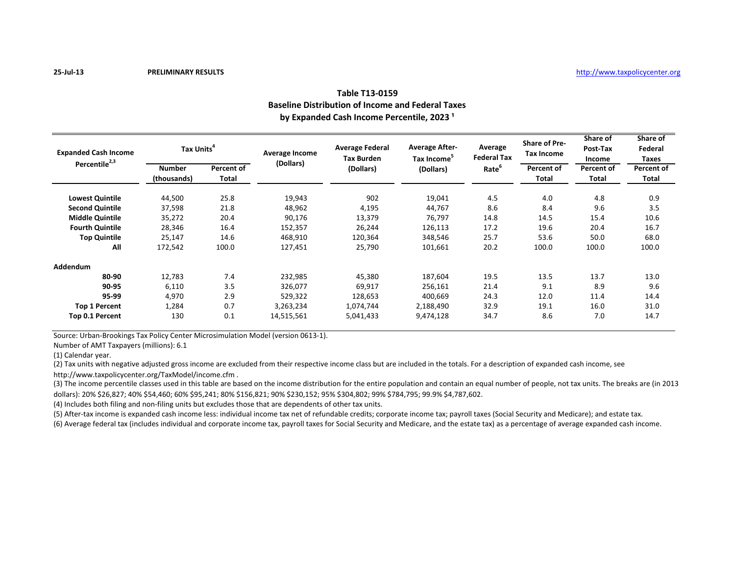25-Jul-13 **PRELIMINARY RESULTS** http://www.taxpolicycenter.org

## Table T13-0159
## Baseline Distribution of Income and Federal Taxes
## by Expanded Cash Income Percentile, 2023 [1]

| Expanded Cash Income Percentile[2,3] | Tax Units[4] | | Average Income (Dollars) | Average Federal Tax Burden (Dollars) | Average After-Tax Income[5] (Dollars) | Average Federal Tax Rate[6] | Share of Pre-Tax Income | Share of Post-Tax Income | Share of Federal Taxes |
|---|---|---|---|---|---|---|---|---|---|
| | Number (thousands) | Percent of Total | | | | | Percent of Total | Percent of Total | Percent of Total |
| **Lowest Quintile** | 44,500 | 25.8 | 19,943 | 902 | 19,041 | 4.5 | 4.0 | 4.8 | 0.9 |
| **Second Quintile** | 37,598 | 21.8 | 48,962 | 4,195 | 44,767 | 8.6 | 8.4 | 9.6 | 3.5 |
| **Middle Quintile** | 35,272 | 20.4 | 90,176 | 13,379 | 76,797 | 14.8 | 14.5 | 15.4 | 10.6 |
| **Fourth Quintile** | 28,346 | 16.4 | 152,357 | 26,244 | 126,113 | 17.2 | 19.6 | 20.4 | 16.7 |
| **Top Quintile** | 25,147 | 14.6 | 468,910 | 120,364 | 348,546 | 25.7 | 53.6 | 50.0 | 68.0 |
| **All** | 172,542 | 100.0 | 127,451 | 25,790 | 101,661 | 20.2 | 100.0 | 100.0 | 100.0 |
| **Addendum** | | | | | | | | | |
| **80-90** | 12,783 | 7.4 | 232,985 | 45,380 | 187,604 | 19.5 | 13.5 | 13.7 | 13.0 |
| **90-95** | 6,110 | 3.5 | 326,077 | 69,917 | 256,161 | 21.4 | 9.1 | 8.9 | 9.6 |
| **95-99** | 4,970 | 2.9 | 529,322 | 128,653 | 400,669 | 24.3 | 12.0 | 11.4 | 14.4 |
| **Top 1 Percent** | 1,284 | 0.7 | 3,263,234 | 1,074,744 | 2,188,490 | 32.9 | 19.1 | 16.0 | 31.0 |
| **Top 0.1 Percent** | 130 | 0.1 | 14,515,561 | 5,041,433 | 9,474,128 | 34.7 | 8.6 | 7.0 | 14.7 |

Source: Urban-Brookings Tax Policy Center Microsimulation Model (version 0613-1).

Number of AMT Taxpayers (millions): 6.1

(1) Calendar year.

(2) Tax units with negative adjusted gross income are excluded from their respective income class but are included in the totals. For a description of expanded cash income, see http://www.taxpolicycenter.org/TaxModel/income.cfm .

(3) The income percentile classes used in this table are based on the income distribution for the entire population and contain an equal number of people, not tax units. The breaks are (in 2013 dollars): 20% $26,827; 40% $54,460; 60% $95,241; 80% $156,821; 90% $230,152; 95% $304,802; 99% $784,795; 99.9% $4,787,602.

(4) Includes both filing and non-filing units but excludes those that are dependents of other tax units.

(5) After-tax income is expanded cash income less: individual income tax net of refundable credits; corporate income tax; payroll taxes (Social Security and Medicare); and estate tax.

(6) Average federal tax (includes individual and corporate income tax, payroll taxes for Social Security and Medicare, and the estate tax) as a percentage of average expanded cash income.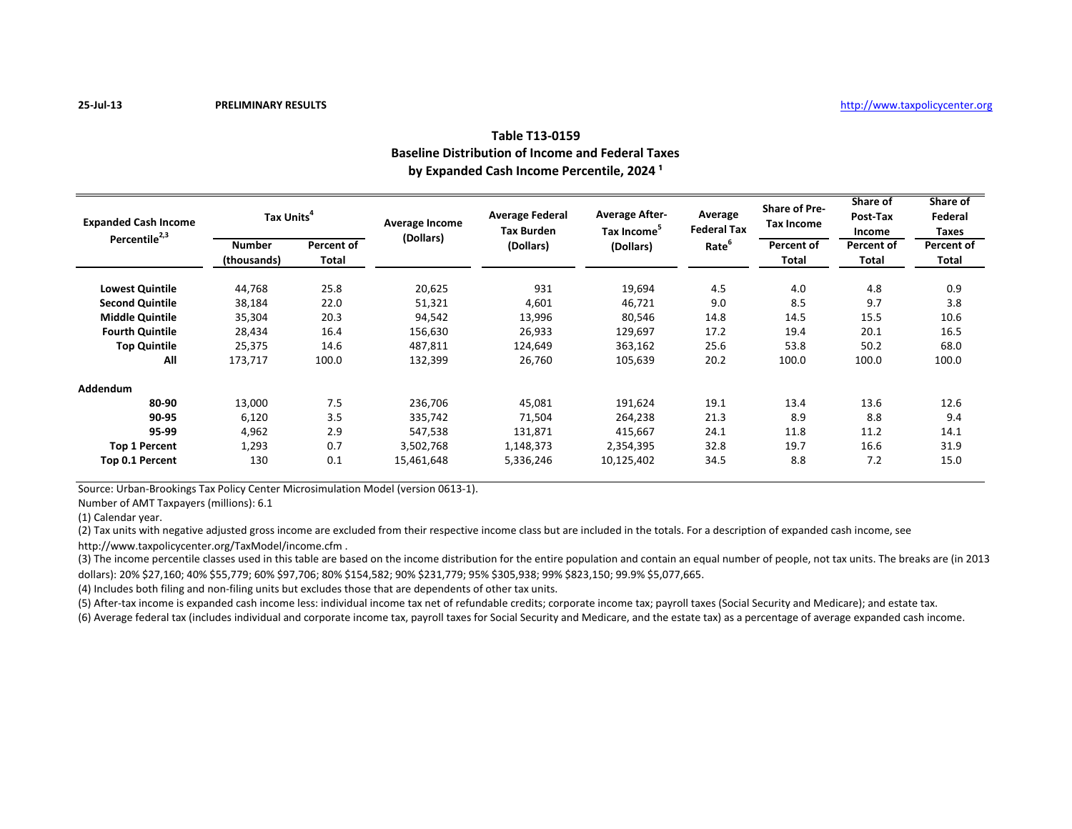25-Jul-13 **PRELIMINARY RESULTS** http://www.taxpolicycenter.org

## Table T13-0159
## Baseline Distribution of Income and Federal Taxes
## by Expanded Cash Income Percentile, 2024 [1]

| Expanded Cash Income Percentile[2,3] | Tax Units[4] | | Average Income (Dollars) | Average Federal Tax Burden (Dollars) | Average After-Tax Income[5] (Dollars) | Average Federal Tax Rate[6] | Share of Pre-Tax Income | Share of Post-Tax Income | Share of Federal Taxes |
|---|---|---|---|---|---|---|---|---|---|
| | Number (thousands) | Percent of Total | | | | | Percent of Total | Percent of Total | Percent of Total |
| Lowest Quintile | 44,768 | 25.8 | 20,625 | 931 | 19,694 | 4.5 | 4.0 | 4.8 | 0.9 |
| Second Quintile | 38,184 | 22.0 | 51,321 | 4,601 | 46,721 | 9.0 | 8.5 | 9.7 | 3.8 |
| Middle Quintile | 35,304 | 20.3 | 94,542 | 13,996 | 80,546 | 14.8 | 14.5 | 15.5 | 10.6 |
| Fourth Quintile | 28,434 | 16.4 | 156,630 | 26,933 | 129,697 | 17.2 | 19.4 | 20.1 | 16.5 |
| Top Quintile | 25,375 | 14.6 | 487,811 | 124,649 | 363,162 | 25.6 | 53.8 | 50.2 | 68.0 |
| All | 173,717 | 100.0 | 132,399 | 26,760 | 105,639 | 20.2 | 100.0 | 100.0 | 100.0 |
| **Addendum** | | | | | | | | | |
| 80-90 | 13,000 | 7.5 | 236,706 | 45,081 | 191,624 | 19.1 | 13.4 | 13.6 | 12.6 |
| 90-95 | 6,120 | 3.5 | 335,742 | 71,504 | 264,238 | 21.3 | 8.9 | 8.8 | 9.4 |
| 95-99 | 4,962 | 2.9 | 547,538 | 131,871 | 415,667 | 24.1 | 11.8 | 11.2 | 14.1 |
| Top 1 Percent | 1,293 | 0.7 | 3,502,768 | 1,148,373 | 2,354,395 | 32.8 | 19.7 | 16.6 | 31.9 |
| Top 0.1 Percent | 130 | 0.1 | 15,461,648 | 5,336,246 | 10,125,402 | 34.5 | 8.8 | 7.2 | 15.0 |

Source: Urban-Brookings Tax Policy Center Microsimulation Model (version 0613-1).

Number of AMT Taxpayers (millions): 6.1

(1) Calendar year.

(2) Tax units with negative adjusted gross income are excluded from their respective income class but are included in the totals. For a description of expanded cash income, see http://www.taxpolicycenter.org/TaxModel/income.cfm .

(3) The income percentile classes used in this table are based on the income distribution for the entire population and contain an equal number of people, not tax units. The breaks are (in 2013 dollars): 20% $27,160; 40% $55,779; 60% $97,706; 80% $154,582; 90% $231,779; 95% $305,938; 99% $823,150; 99.9% $5,077,665.

(4) Includes both filing and non-filing units but excludes those that are dependents of other tax units.

(5) After-tax income is expanded cash income less: individual income tax net of refundable credits; corporate income tax; payroll taxes (Social Security and Medicare); and estate tax.

(6) Average federal tax (includes individual and corporate income tax, payroll taxes for Social Security and Medicare, and the estate tax) as a percentage of average expanded cash income.